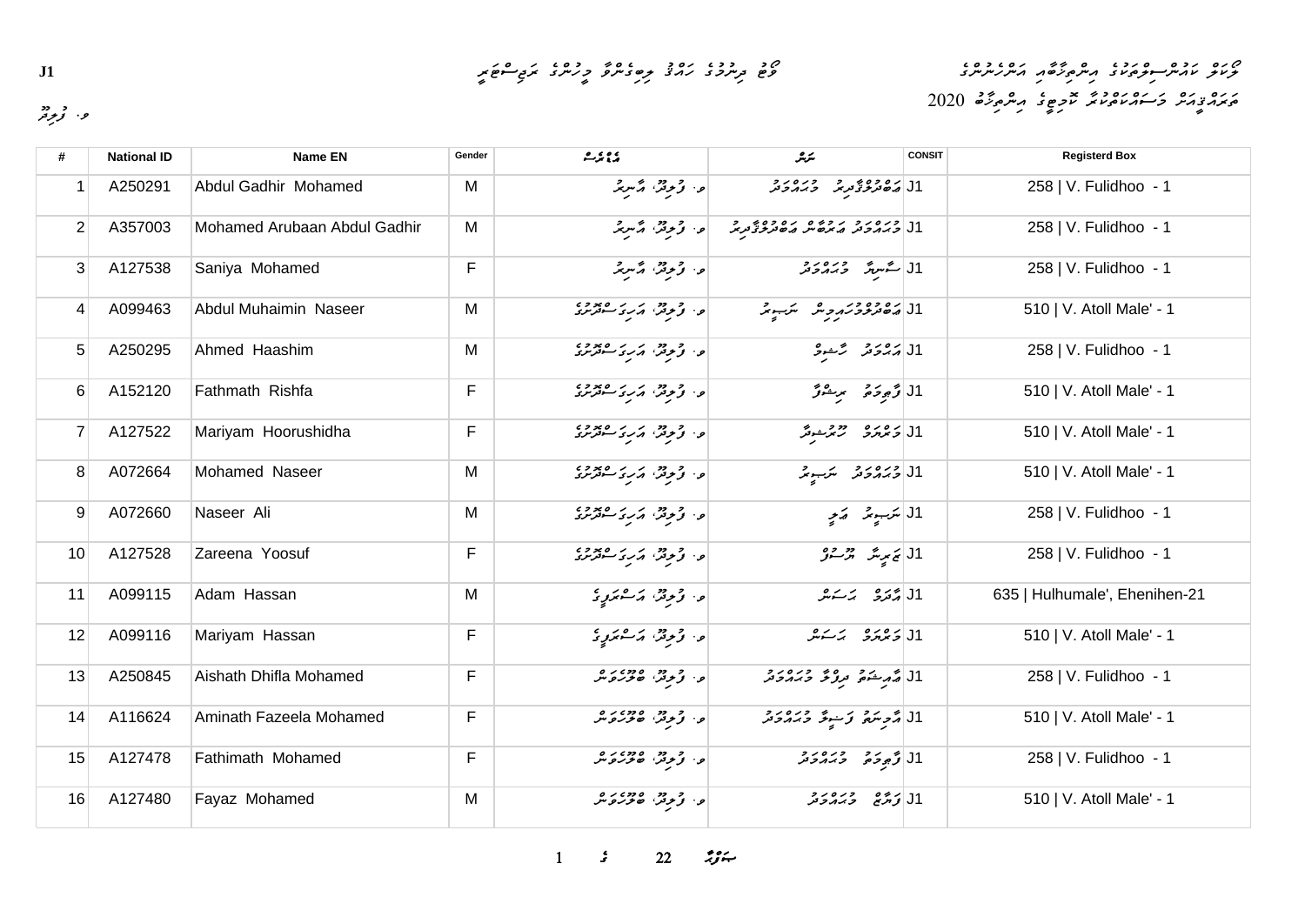ޕާރލިމެންޓަރީ އިންތިޚާބު 2020 ގައި ވޯޓުލާ ފަރާތްތަކުގެ ލިސްޓު ވ. ފުލިދޫ J1

| # | National ID | Name EN | Gender | ޢެޑްރެސް | ނަން | CONSIT | Registerd Box |
|---|---|---|---|---|---|---|---|
| 1 | A250291 | Abdul Gadhir Mohamed | M | ވ. ފުލިދޫ، އާސިރީ | އަބްދުލްޤާދިރު މުޙައްމަދު | J1 | 258 \| V. Fulidhoo - 1 |
| 2 | A357003 | Mohamed Arubaan Abdul Gadhir | M | ވ. ފުލިދޫ، އާސިރީ | މުޙައްމަދު އަރުބާން އަބްދުލްޤާދިރު | J1 | 258 \| V. Fulidhoo - 1 |
| 3 | A127538 | Saniya Mohamed | F | ވ. ފުލިދޫ، އާސިރީ | ސާނިޔާ މުޙައްމަދު | J1 | 258 \| V. Fulidhoo - 1 |
| 4 | A099463 | Abdul Muhaimin Naseer | M | ވ. ފުލިދޫ، އަރިހަސްތަރީގެ | އަބްދުލްމުހައިމިން ނަސީރު | J1 | 510 \| V. Atoll Male' - 1 |
| 5 | A250295 | Ahmed Haashim | M | ވ. ފުލިދޫ، އަރިހަސްތަރީގެ | އަޙްމަދު ހާޝިމް | J1 | 258 \| V. Fulidhoo - 1 |
| 6 | A152120 | Fathmath Rishfa | F | ވ. ފުލިދޫ، އަރިހަސްތަރީގެ | ފާތިމަތު ރިޝްފާ | J1 | 510 \| V. Atoll Male' - 1 |
| 7 | A127522 | Mariyam Hoorushidha | F | ވ. ފުލިދޫ، އަރިހަސްތަރީގެ | މަރިޔަމް ހޫރުޝިދާ | J1 | 510 \| V. Atoll Male' - 1 |
| 8 | A072664 | Mohamed Naseer | M | ވ. ފުލިދޫ، އަރިހަސްތަރީގެ | މުޙައްމަދު ނަސީރު | J1 | 510 \| V. Atoll Male' - 1 |
| 9 | A072660 | Naseer Ali | M | ވ. ފުލިދޫ، އަރިހަސްތަރީގެ | ނަސީރު ޢަލީ | J1 | 258 \| V. Fulidhoo - 1 |
| 10 | A127528 | Zareena Yoosuf | F | ވ. ފުލިދޫ، އަރިހަސްތަރީގެ | ޒަރީނާ ޔޫސުފް | J1 | 258 \| V. Fulidhoo - 1 |
| 11 | A099115 | Adam Hassan | M | ވ. ފުލިދޫ، އަސްތަރީގެ | އާދަމް ހަސަން | J1 | 635 \| Hulhumale', Ehenihen-21 |
| 12 | A099116 | Mariyam Hassan | F | ވ. ފުލިދޫ، އަސްތަރީގެ | މަރިޔަމް ހަސަން | J1 | 510 \| V. Atoll Male' - 1 |
| 13 | A250845 | Aishath Dhifla Mohamed | F | ވ. ފުލިދޫ، ބޮޑުހުރަސް | އާއިޝަތު ދިފްލާ މުޙައްމަދު | J1 | 258 \| V. Fulidhoo - 1 |
| 14 | A116624 | Aminath Fazeela Mohamed | F | ވ. ފުލިދޫ، ބޮޑުހުރަސް | އާމިނަތު ފަޒީލާ މުޙައްމަދު | J1 | 510 \| V. Atoll Male' - 1 |
| 15 | A127478 | Fathimath Mohamed | F | ވ. ފުލިދޫ، ބޮޑުހުރަސް | ފާތިމަތު މުޙައްމަދު | J1 | 258 \| V. Fulidhoo - 1 |
| 16 | A127480 | Fayaz Mohamed | M | ވ. ފުލިދޫ، ބޮޑުހުރަސް | ފައްޔާޒް މުޙައްމަދު | J1 | 510 \| V. Atoll Male' - 1 |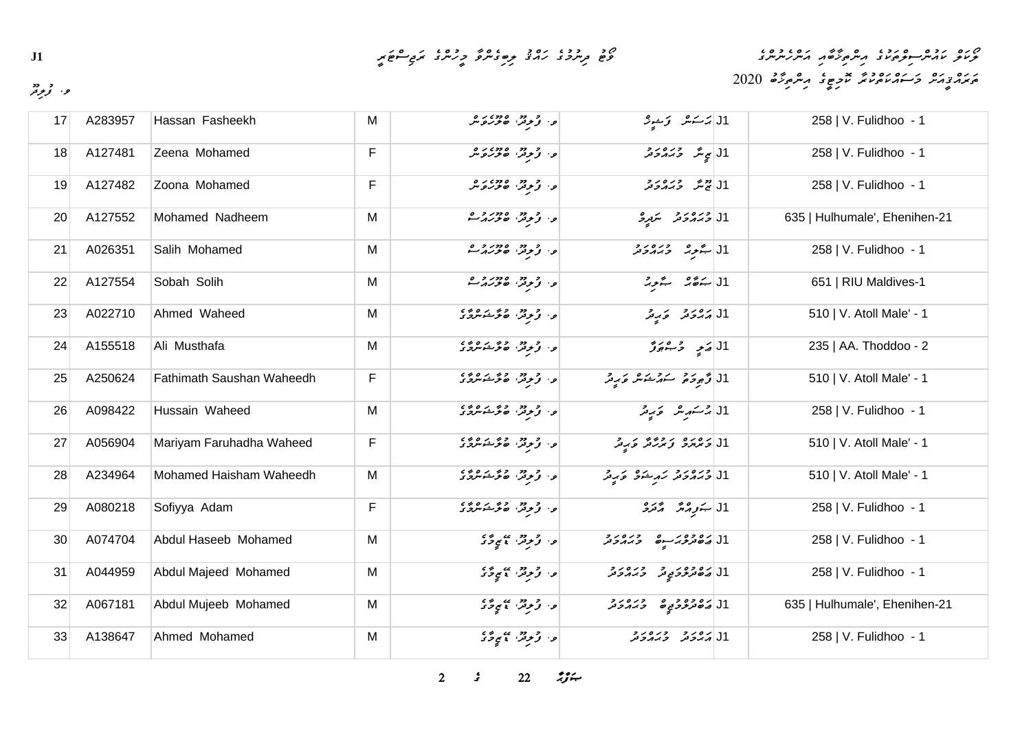| 17 | A283957 | Hassan Fasheekh | M | ވ. ފުލިދޫ، ބޮޑުހުވަނަ | J1 ހަސަން ފަޝީހް | 258 \| V. Fulidhoo - 1 |
|---|---|---|---|---|---|---|
| 18 | A127481 | Zeena Mohamed | F | ވ. ފުލިދޫ، ބޮޑުހުވަނަ | J1 ޒީނާ މުހައްމަދު | 258 \| V. Fulidhoo - 1 |
| 19 | A127482 | Zoona Mohamed | F | ވ. ފުލިދޫ، ބޮޑުހުވަނަ | J1 ޒޫނާ މުހައްމަދު | 258 \| V. Fulidhoo - 1 |
| 20 | A127552 | Mohamed Nadheem | M | ވ. ފުލިދޫ، ބޮޑުހުއްސު | J1 މުހައްމަދު ނަދީމް | 635 \| Hulhumale', Ehenihen-21 |
| 21 | A026351 | Salih Mohamed | M | ވ. ފުލިދޫ، ބޮޑުހުއްސު | J1 ސާލިހް މުހައްމަދު | 258 \| V. Fulidhoo - 1 |
| 22 | A127554 | Sobah Solih | M | ވ. ފުލިދޫ، ބޮޑުހުއްސު | J1 ސަބާހް ސާލިހް | 651 \| RIU Maldives-1 |
| 23 | A022710 | Ahmed Waheed | M | ވ. ފުލިދޫ، ބަގީޗާނިވާ | J1 އަހްމަދު ވަހީދު | 510 \| V. Atoll Male' - 1 |
| 24 | A155518 | Ali Musthafa | M | ވ. ފުލިދޫ، ބަގީޗާނިވާ | J1 އަލި މުސްތަފާ | 235 \| AA. Thoddoo - 2 |
| 25 | A250624 | Fathimath Saushan Waheedh | F | ވ. ފުލިދޫ، ބަގީޗާނިވާ | J1 ފާތިމަތު ސައުޝަން ވަހީދު | 510 \| V. Atoll Male' - 1 |
| 26 | A098422 | Hussain Waheed | M | ވ. ފުލިދޫ، ބަގީޗާނިވާ | J1 ހުސައިން ވަހީދު | 258 \| V. Fulidhoo - 1 |
| 27 | A056904 | Mariyam Faruhadha Waheed | F | ވ. ފުލިދޫ، ބަގީޗާނިވާ | J1 މަރިޔަމް ފަރުހަދާ ވަހީދު | 510 \| V. Atoll Male' - 1 |
| 28 | A234964 | Mohamed Haisham Waheedh | M | ވ. ފުލިދޫ، ބަގީޗާނިވާ | J1 މުހައްމަދު ހައިޝަމް ވަހީދު | 510 \| V. Atoll Male' - 1 |
| 29 | A080218 | Sofiyya Adam | F | ވ. ފުލިދޫ، ބަގީޗާނިވާ | J1 ސަފިއްޔާ އާދަމް | 258 \| V. Fulidhoo - 1 |
| 30 | A074704 | Abdul Haseeb Mohamed | M | ވ. ފުލިދޫ، ބޯޑީގޭ | J1 އަބްދުލްހަސީބު މުހައްމަދު | 258 \| V. Fulidhoo - 1 |
| 31 | A044959 | Abdul Majeed Mohamed | M | ވ. ފުލިދޫ، ބޯޑީގޭ | J1 އަބްދުލްމަޖީދު މުހައްމަދު | 258 \| V. Fulidhoo - 1 |
| 32 | A067181 | Abdul Mujeeb Mohamed | M | ވ. ފުލިދޫ، ބޯޑީގޭ | J1 އަބްދުލްމުޖީބު މުހައްމަދު | 635 \| Hulhumale', Ehenihen-21 |
| 33 | A138647 | Ahmed Mohamed | M | ވ. ފުލިދޫ، ބޯޑީގޭ | J1 އަހްމަދު މުހައްމަދު | 258 \| V. Fulidhoo - 1 |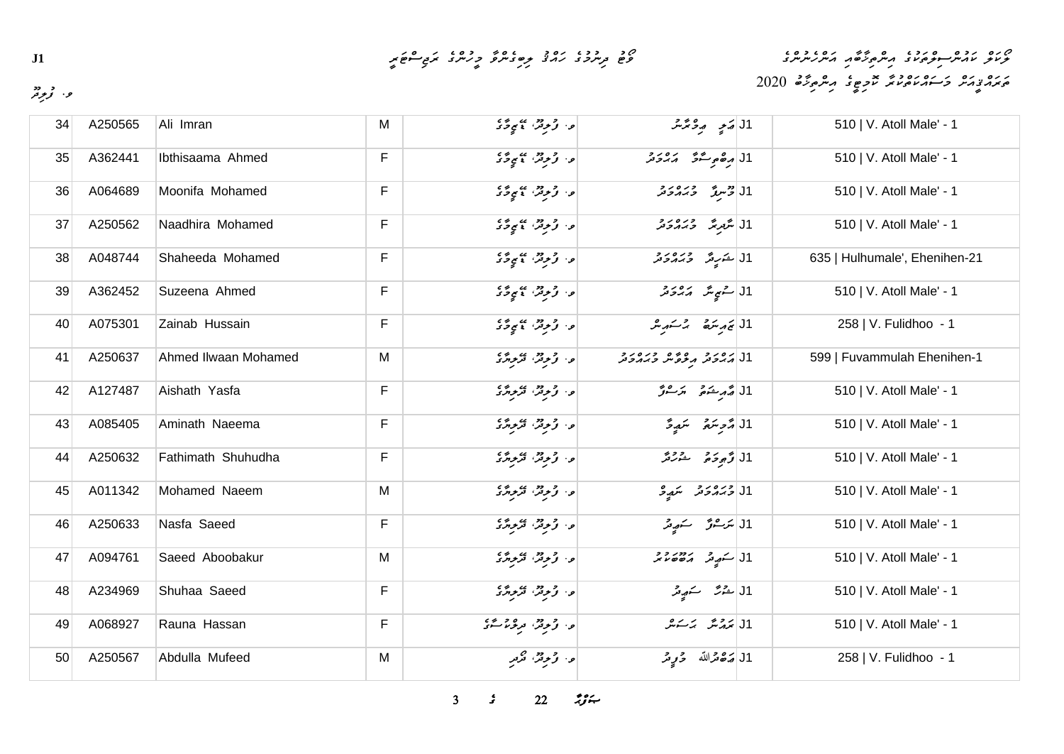| 34 | A250565 | Ali Imran | M | ވ. ފުލިދޫ، ކޯކިލާގެ | J1 އަލި އިމްރާން | 510 \| V. Atoll Male' - 1 |
|---|---|---|---|---|---|---|
| 35 | A362441 | Ibthisaama Ahmed | F | ވ. ފުލިދޫ، ކޯކިލާގެ | J1 އިބްތިސާމާ އަހްމަދު | 510 \| V. Atoll Male' - 1 |
| 36 | A064689 | Moonifa Mohamed | F | ވ. ފުލިދޫ، ކޯކިލާގެ | J1 މޫނިފާ މުޙައްމަދު | 510 \| V. Atoll Male' - 1 |
| 37 | A250562 | Naadhira Mohamed | F | ވ. ފުލިދޫ، ކޯކިލާގެ | J1 ނާދިރާ މުޙައްމަދު | 510 \| V. Atoll Male' - 1 |
| 38 | A048744 | Shaheeda Mohamed | F | ވ. ފުލިދޫ، ކޯކިލާގެ | J1 ޝަހީދާ މުޙައްމަދު | 635 \| Hulhumale', Ehenihen-21 |
| 39 | A362452 | Suzeena Ahmed | F | ވ. ފުލިދޫ، ކޯކިލާގެ | J1 ސުޒީނާ އަހްމަދު | 510 \| V. Atoll Male' - 1 |
| 40 | A075301 | Zainab Hussain | F | ވ. ފުލިދޫ، ކޯކިލާގެ | J1 ޒައިނަބު ހުސައިން | 258 \| V. Fulidhoo - 1 |
| 41 | A250637 | Ahmed Ilwaan Mohamed | M | ވ. ފުލިދޫ، ދޮރުވާގެ | J1 އަހްމަދު އިލްވާން މުޙައްމަދު | 599 \| Fuvammulah Ehenihen-1 |
| 42 | A127487 | Aishath Yasfa | F | ވ. ފުލިދޫ، ދޮރުވާގެ | J1 އާއިޝަތު ޔަސްފާ | 510 \| V. Atoll Male' - 1 |
| 43 | A085405 | Aminath Naeema | F | ވ. ފުލިދޫ، ދޮރުވާގެ | J1 އާމިނަތު ނައީމާ | 510 \| V. Atoll Male' - 1 |
| 44 | A250632 | Fathimath Shuhudha | F | ވ. ފުލިދޫ، ދޮރުވާގެ | J1 ފާތިމަތު ޝުހުދާ | 510 \| V. Atoll Male' - 1 |
| 45 | A011342 | Mohamed Naeem | M | ވ. ފުލިދޫ، ދޮރުވާގެ | J1 މުޙައްމަދު ނައީމް | 510 \| V. Atoll Male' - 1 |
| 46 | A250633 | Nasfa Saeed | F | ވ. ފުލިދޫ، ދޮރުވާގެ | J1 ނަސްފާ ސަޢީދު | 510 \| V. Atoll Male' - 1 |
| 47 | A094761 | Saeed Aboobakur | M | ވ. ފުލިދޫ، ދޮރުވާގެ | J1 ސަޢީދު އަބޫބަކުރު | 510 \| V. Atoll Male' - 1 |
| 48 | A234969 | Shuhaa Saeed | F | ވ. ފުލިދޫ، ދޮރުވާގެ | J1 ޝުހާ ސަޢީދު | 510 \| V. Atoll Male' - 1 |
| 49 | A068927 | Rauna Hassan | F | ވ. ފުލިދޫ، ދިލްޝާދުގެ | J1 ރައުނާ ހަސަން | 510 \| V. Atoll Male' - 1 |
| 50 | A250567 | Abdulla Mufeed | M | ވ. ފުލިދޫ، ނޫރީ | J1 އަބްދުﷲ މުފީދު | 258 \| V. Fulidhoo - 1 |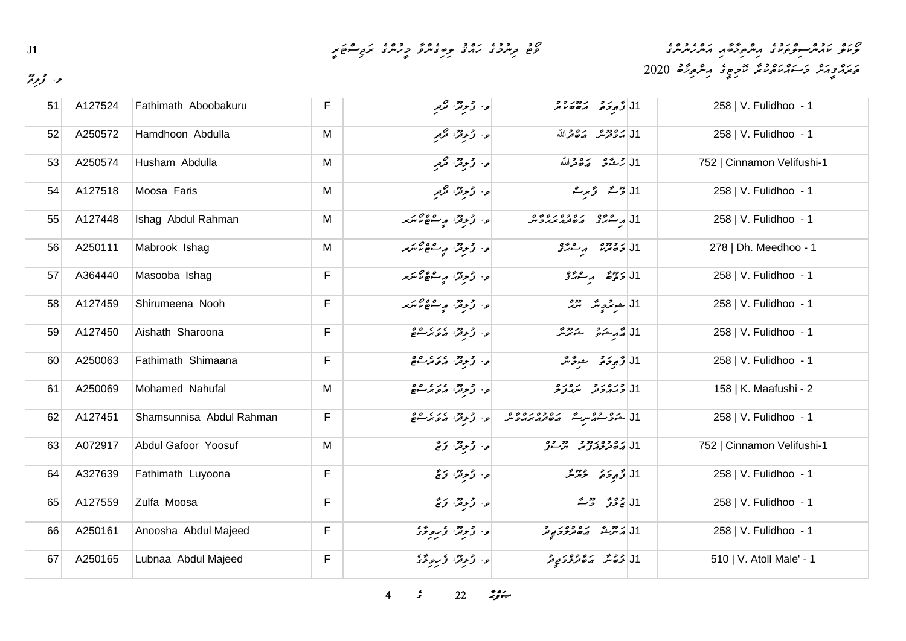| 51 | A127524 | Fathimath Aboobakuru | F | ވ. ފުލިދޫ، ދޮރި | J1 ފާތިމަތު އަބޫބަކުރު | 258 \| V. Fulidhoo - 1 |
|---|---|---|---|---|---|---|
| 52 | A250572 | Hamdhoon Abdulla | M | ވ. ފުލިދޫ، ދޮރި | J1 ހަމްދޫން ޢަބްދުﷲ | 258 \| V. Fulidhoo - 1 |
| 53 | A250574 | Husham Abdulla | M | ވ. ފުލިދޫ، ދޮރި | J1 ހުޝާމް ޢަބްދުﷲ | 752 \| Cinnamon Velifushi-1 |
| 54 | A127518 | Moosa Faris | M | ވ. ފުލިދޫ، ދޮރި | J1 މޫސާ ފާރިސް | 258 \| V. Fulidhoo - 1 |
| 55 | A127448 | Ishag Abdul Rahman | M | ވ. ފުލިދޫ، އިސްތިޤާމަތު | J1 އިސްޙާޤު ޢަބްދުއްރަޙްމާން | 258 \| V. Fulidhoo - 1 |
| 56 | A250111 | Mabrook Ishag | M | ވ. ފުލިދޫ، އިސްތިޤާމަތު | J1 މަބްރޫކު އިސްޙާޤު | 278 \| Dh. Meedhoo - 1 |
| 57 | A364440 | Masooba Ishag | F | ވ. ފުލިދޫ، އިސްތިޤާމަތު | J1 މަޞޫބާ އިސްޙާޤު | 258 \| V. Fulidhoo - 1 |
| 58 | A127459 | Shirumeena Nooh | F | ވ. ފުލިދޫ، އިސްތިޤާމަތު | J1 ޝިރުމީނާ ނޫޙް | 258 \| V. Fulidhoo - 1 |
| 59 | A127450 | Aishath Sharoona | F | ވ. ފުލިދޫ، އޮޅަރަސްވީ | J1 އާއިޝަތު ޝަރޫނާ | 258 \| V. Fulidhoo - 1 |
| 60 | A250063 | Fathimath Shimaana | F | ވ. ފުލިދޫ، އޮޅަރަސްވީ | J1 ފާތިމަތު ޝިމާނާ | 258 \| V. Fulidhoo - 1 |
| 61 | A250069 | Mohamed Nahufal | M | ވ. ފުލިދޫ، އޮޅަރަސްވީ | J1 މުޙައްމަދު ނަހުފަލް | 158 \| K. Maafushi - 2 |
| 62 | A127451 | Shamsunnisa Abdul Rahman | F | ވ. ފުލިދޫ، އޮޅަރަސްވީ | J1 ޝަމްސުންނިސާ ޢަބްދުއްރަޙްމާން | 258 \| V. Fulidhoo - 1 |
| 63 | A072917 | Abdul Gafoor Yoosuf | M | ވ. ފުލިދޫ، ވަޖާ | J1 ޢަބްދުލްޣަފޫރު ޔޫސުފް | 752 \| Cinnamon Velifushi-1 |
| 64 | A327639 | Fathimath Luyoona | F | ވ. ފުލިދޫ، ވަޖާ | J1 ފާތިމަތު ލުޔޫނާ | 258 \| V. Fulidhoo - 1 |
| 65 | A127559 | Zulfa Moosa | F | ވ. ފުލިދޫ، ވަޖާ | J1 ޒުލްފާ މޫސާ | 258 \| V. Fulidhoo - 1 |
| 66 | A250161 | Anoosha Abdul Majeed | F | ވ. ފުލިދޫ، ފެހިވިލާ | J1 އަނޫޝާ ޢަބްދުލްމަޖީދު | 258 \| V. Fulidhoo - 1 |
| 67 | A250165 | Lubnaa Abdul Majeed | F | ވ. ފުލިދޫ، ފެހިވިލާ | J1 ލުބްނާ ޢަބްދުލްމަޖީދު | 510 \| V. Atoll Male' - 1 |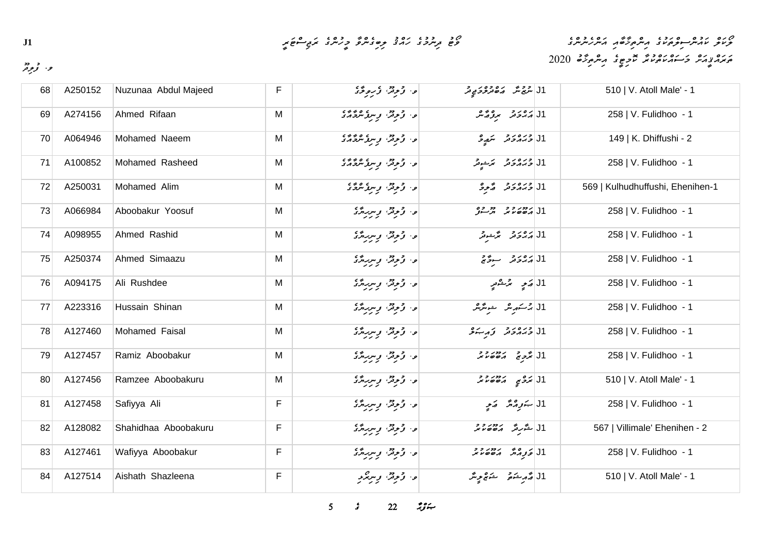| 68 | A250152 | Nuzunaa Abdul Majeed | F | و· ۋّوِتْر، وَرِوِتْرَى | J1 سْرَجْ سَرَ مَھْقْرُوْدَرَجِ فْرِ | 510 \| V. Atoll Male' - 1 |
|---|---|---|---|---|---|---|
| 69 | A274156 | Ahmed Rifaan | M | و· ۋّوِتْر، وِسِرَوْسْرَدَّرَدَ | J1 مَرْدَدَدْ سِرَرْ مَرْ | 258 \| V. Fulidhoo - 1 |
| 70 | A064946 | Mohamed Naeem | M | و· ۋّوِتْر، وِسِرَوْسْرَدَّرَدَ | J1 دْرَمْرَدَدْ سَمِوْ | 149 \| K. Dhiffushi - 2 |
| 71 | A100852 | Mohamed Rasheed | M | و· ۋّوِتْر، وِسِرَوْسْرَدَّرَدَ | J1 دْرَمْرَدَدْ مَرْشِيْتْر | 258 \| V. Fulidhoo - 1 |
| 72 | A250031 | Mohamed Alim | M | و· ۋّوِتْر، وِسِرَوْسْرَدَّرَ | J1 دْرَمْرَدَدْ مَرْمِرْ | 569 \| Kulhudhuffushi, Ehenihen-1 |
| 73 | A066984 | Aboobakur Yoosuf | M | و· ۋّوِتْر، وِسِرِيِرَّى | J1 مَرْھَقَرَدْ مَرْسْرَقْ | 258 \| V. Fulidhoo - 1 |
| 74 | A098955 | Ahmed Rashid | M | و· ۋّوِتْر، وِسِرِيِرَّى | J1 مَرْدَدَدْ مَرْشِيْتْر | 258 \| V. Fulidhoo - 1 |
| 75 | A250374 | Ahmed Simaazu | M | و· ۋّوِتْر، وِسِرِيِرَّى | J1 مَرْدَدَدْ سِرَّجْ | 258 \| V. Fulidhoo - 1 |
| 76 | A094175 | Ali Rushdee | M | و· ۋّوِتْر، وِسِرِيِرَّى | J1 مَرِ مَرْشْدِرِ | 258 \| V. Fulidhoo - 1 |
| 77 | A223316 | Hussain Shinan | M | و· ۋّوِتْر، وِسِرِيِرَّى | J1 مْرْسَمْرِسْ شِسَّرْسْ | 258 \| V. Fulidhoo - 1 |
| 78 | A127460 | Mohamed Faisal | M | و· ۋّوِتْر، وِسِرِيِرَّى | J1 دْرَمْرَدَدْ دَرِسَوْ | 258 \| V. Fulidhoo - 1 |
| 79 | A127457 | Ramiz Aboobakur | M | و· ۋّوِتْر، وِسِرِيِرَّى | J1 مَرْدِجْ مَرْھَقَرَدْ | 258 \| V. Fulidhoo - 1 |
| 80 | A127456 | Ramzee Aboobakuru | M | و· ۋّوِتْر، وِسِرِيِرَّى | J1 مَرْدْجِ مَرْھَقَرَدْ | 510 \| V. Atoll Male' - 1 |
| 81 | A127458 | Safiyya Ali | F | و· ۋّوِتْر، وِسِرِيِرَّى | J1 سَوِرْمَرْ مَرِ | 258 \| V. Fulidhoo - 1 |
| 82 | A128082 | Shahidhaa Aboobakuru | F | و· ۋّوِتْر، وِسِرِيِرَّى | J1 شَرِتْرَ مَرْھَقَرَدْ | 567 \| Villimale' Ehenihen - 2 |
| 83 | A127461 | Wafiyya Aboobakur | F | و· ۋّوِتْر، وِسِرِيِرَّى | J1 وَرِمْرَ مَرْھَقَرَدْ | 258 \| V. Fulidhoo - 1 |
| 84 | A127514 | Aishath Shazleena | F | و· ۋّوِتْر، وِسِرِتْرِ | J1 مَرْمِشَوْ شَوْجْرِسَّرْ | 510 \| V. Atoll Male' - 1 |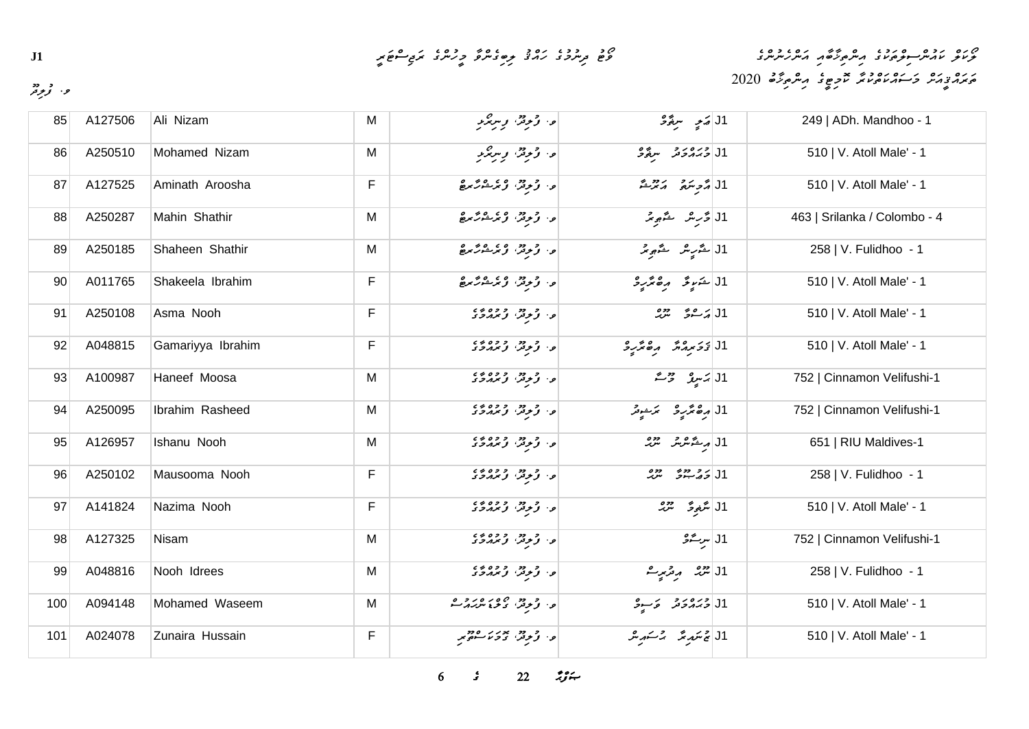| 85 | A127506 | Ali Nizam | M | ވ. ފުލިދޫ، ވިނިޝާ | J1 އަލި ނިޒާމް | 249 \| ADh. Mandhoo - 1 |
|---|---|---|---|---|---|---|
| 86 | A250510 | Mohamed Nizam | M | ވ. ފުލިދޫ، ވިނިޝާ | J1 މުހައްމަދު ނިޒާމް | 510 \| V. Atoll Male' - 1 |
| 87 | A127525 | Aminath Aroosha | F | ވ. ފުލިދޫ، ވެރިޝެރީނާ | J1 އާމިނަތު އަރޫޝާ | 510 \| V. Atoll Male' - 1 |
| 88 | A250287 | Mahin Shathir | M | ވ. ފުލިދޫ، ވެރިޝެރީނާ | J1 މާހިން ޝާތިރު | 463 \| Srilanka / Colombo - 4 |
| 89 | A250185 | Shaheen Shathir | M | ވ. ފުލިދޫ، ވެރިޝެރީނާ | J1 ޝަހީން ޝާތިރު | 258 \| V. Fulidhoo - 1 |
| 90 | A011765 | Shakeela Ibrahim | F | ވ. ފުލިދޫ، ވެރިޝެރީނާ | J1 ޝަކީލާ އިބްރާހިމް | 510 \| V. Atoll Male' - 1 |
| 91 | A250108 | Asma Nooh | F | ވ. ފުލިދޫ، ފުރެއްވާގެ | J1 އަސްމާ ނޫހު | 510 \| V. Atoll Male' - 1 |
| 92 | A048815 | Gamariyya Ibrahim | F | ވ. ފުލިދޫ، ފުރެއްވާގެ | J1 ގަމަރިއްޔާ އިބްރާހިމް | 510 \| V. Atoll Male' - 1 |
| 93 | A100987 | Haneef Moosa | M | ވ. ފުލިދޫ، ފުރެއްވާގެ | J1 ހަނީފު މޫސާ | 752 \| Cinnamon Velifushi-1 |
| 94 | A250095 | Ibrahim Rasheed | M | ވ. ފުލިދޫ، ފުރެއްވާގެ | J1 އިބްރާހިމް ރަޝީދު | 752 \| Cinnamon Velifushi-1 |
| 95 | A126957 | Ishanu Nooh | M | ވ. ފުލިދޫ، ފުރެއްވާގެ | J1 އިޝާނުން ނޫހު | 651 \| RIU Maldives-1 |
| 96 | A250102 | Mausooma Nooh | F | ވ. ފުލިދޫ، ފުރެއްވާގެ | J1 މައުސޫމާ ނޫހު | 258 \| V. Fulidhoo - 1 |
| 97 | A141824 | Nazima Nooh | F | ވ. ފުލިދޫ، ފުރެއްވާގެ | J1 ނާޒިމާ ނޫހު | 510 \| V. Atoll Male' - 1 |
| 98 | A127325 | Nisam | M | ވ. ފުލިދޫ، ފުރެއްވާގެ | J1 ނިސާމް | 752 \| Cinnamon Velifushi-1 |
| 99 | A048816 | Nooh Idrees | M | ވ. ފުލިދޫ، ފުރެއްވާގެ | J1 ނޫހު އިދުރީސް | 258 \| V. Fulidhoo - 1 |
| 100 | A094148 | Mohamed Waseem | M | ވ. ފުލިދޫ، ގުލްމަންޒިލް | J1 މުހައްމަދު ވަސީމް | 510 \| V. Atoll Male' - 1 |
| 101 | A024078 | Zunaira Hussain | F | ވ. ފުލިދޫ، ގުލްފާމް | J1 ޒުނައިރާ ހުސައިން | 510 \| V. Atoll Male' - 1 |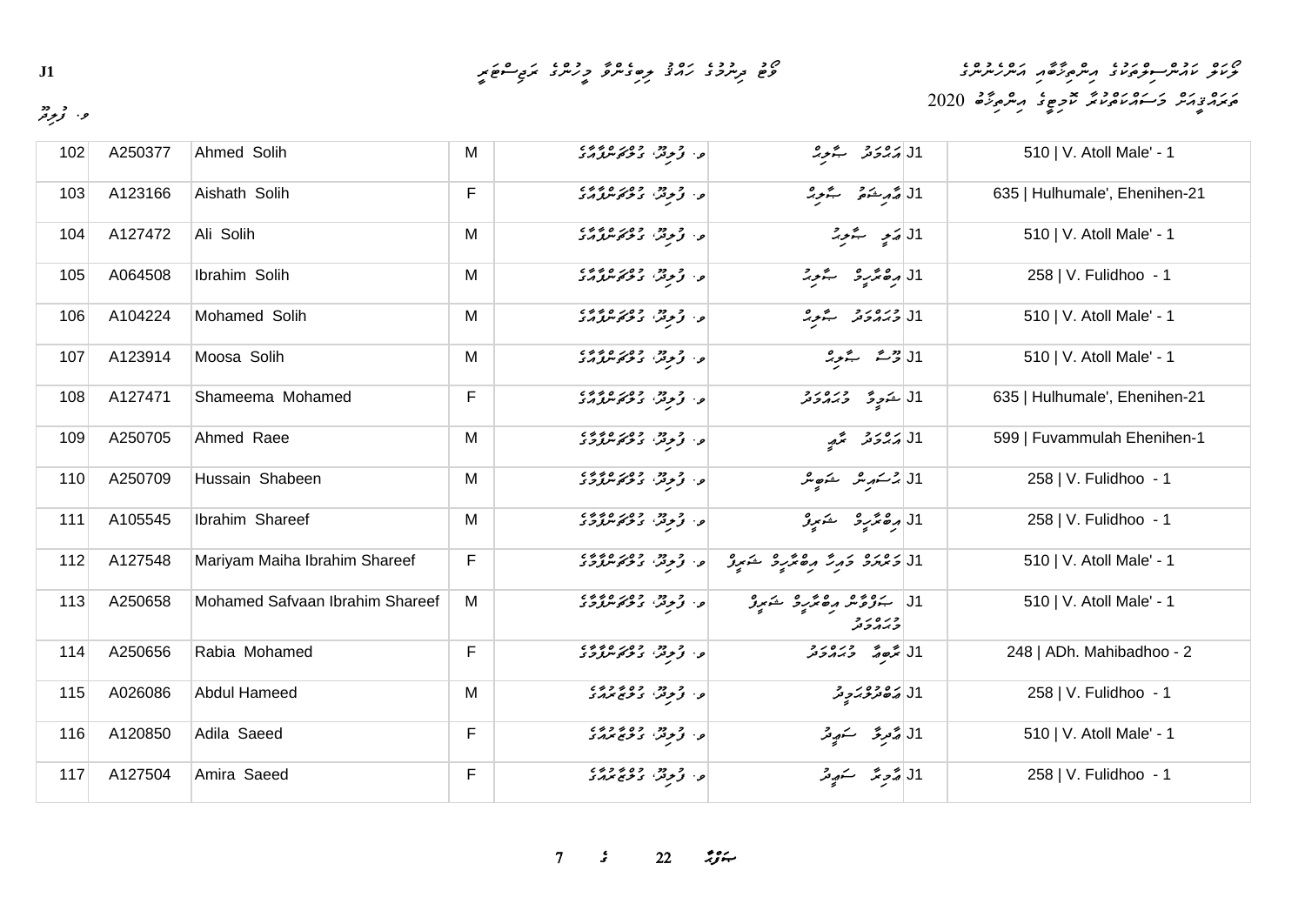| 102 | A250377 | Ahmed Solih | M | ވ. ފުލިދޫ، ގުލްފާމްރިޒޯޓް | J1 އަޙްމަދު ޞާލިޙް | 510 \| V. Atoll Male' - 1 |
|---|---|---|---|---|---|---|
| 103 | A123166 | Aishath Solih | F | ވ. ފުލިދޫ، ގުލްފާމްރިޒޯޓް | J1 އާއިޝަތު ޞާލިޙް | 635 \| Hulhumale', Ehenihen-21 |
| 104 | A127472 | Ali Solih | M | ވ. ފުލިދޫ، ގުލްފާމްރިޒޯޓް | J1 ޢަލީ ޞާލިޙް | 510 \| V. Atoll Male' - 1 |
| 105 | A064508 | Ibrahim Solih | M | ވ. ފުލިދޫ، ގުލްފާމްރިޒޯޓް | J1 އިބްރާހީމް ޞާލިޙް | 258 \| V. Fulidhoo - 1 |
| 106 | A104224 | Mohamed Solih | M | ވ. ފުލިދޫ، ގުލްފާމްރިޒޯޓް | J1 މުޙައްމަދު ޞާލިޙް | 510 \| V. Atoll Male' - 1 |
| 107 | A123914 | Moosa Solih | M | ވ. ފުލިދޫ، ގުލްފާމްރިޒޯޓް | J1 މޫސާ ޞާލިޙް | 510 \| V. Atoll Male' - 1 |
| 108 | A127471 | Shameema Mohamed | F | ވ. ފުލިދޫ، ގުލްފާމްރިޒޯޓް | J1 ޝަމީމާ މުޙައްމަދު | 635 \| Hulhumale', Ehenihen-21 |
| 109 | A250705 | Ahmed Raee | M | ވ. ފުލިދޫ، ގުލްފާމްހައުސް | J1 އަޙްމަދު ރާޢީ | 599 \| Fuvammulah Ehenihen-1 |
| 110 | A250709 | Hussain Shabeen | M | ވ. ފުލިދޫ، ގުލްފާމްހައުސް | J1 ޙުސައިން ޝަބީން | 258 \| V. Fulidhoo - 1 |
| 111 | A105545 | Ibrahim Shareef | M | ވ. ފުލިދޫ، ގުލްފާމްހައުސް | J1 އިބްރާހީމް ޝަރީފް | 258 \| V. Fulidhoo - 1 |
| 112 | A127548 | Mariyam Maiha Ibrahim Shareef | F | ވ. ފުލިދޫ، ގުލްފާމްހައުސް | J1 މަރިޔަމް މައިހާ އިބްރާހީމް ޝަރީފް | 510 \| V. Atoll Male' - 1 |
| 113 | A250658 | Mohamed Safvaan Ibrahim Shareef | M | ވ. ފުލިދޫ، ގުލްފާމްހައުސް | J1 ސަފްވާން އިބްރާހީމް ޝަރީފް މުޙައްމަދު | 510 \| V. Atoll Male' - 1 |
| 114 | A250656 | Rabia Mohamed | F | ވ. ފުލިދޫ، ގުލްފާމްހައުސް | J1 ރާބިޔާ މުޙައްމަދު | 248 \| ADh. Mahibadhoo - 2 |
| 115 | A026086 | Abdul Hameed | M | ވ. ފުލިދޫ، ގުލްޒާރުގެ | J1 ޢަބްދުލްޙަމީދު | 258 \| V. Fulidhoo - 1 |
| 116 | A120850 | Adila Saeed | F | ވ. ފުލިދޫ، ގުލްޒާރުގެ | J1 އާދިލާ ސަޢީދު | 510 \| V. Atoll Male' - 1 |
| 117 | A127504 | Amira Saeed | F | ވ. ފުލިދޫ، ގުލްޒާރުގެ | J1 އާމިރާ ސަޢީދު | 258 \| V. Fulidhoo - 1 |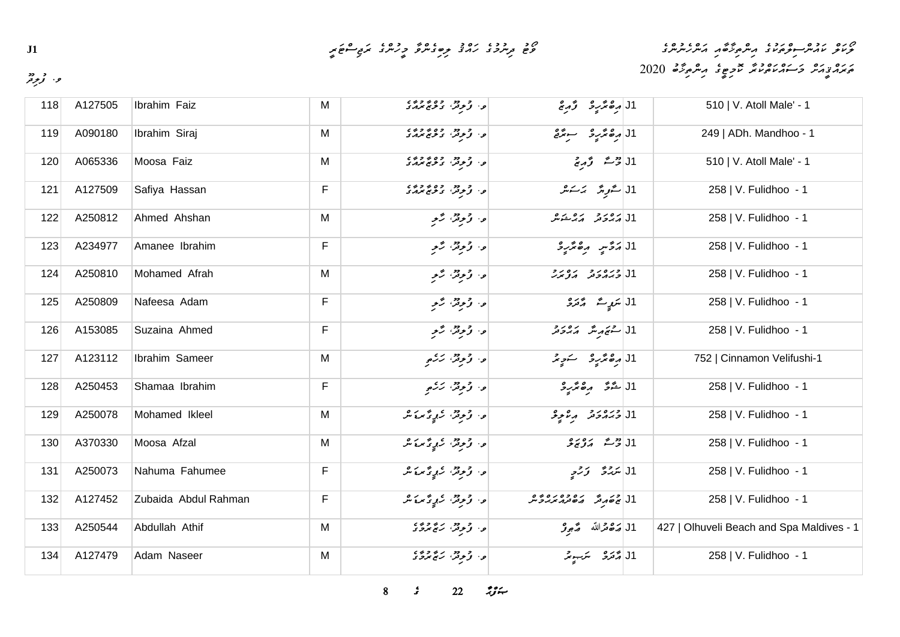| 118 | A127505 | Ibrahim Faiz | M | ވ. ފުލިދޫ، ގުލާބުރައްޔާ | J1 | 510 \| V. Atoll Male' - 1 |
|---|---|---|---|---|---|---|
| 119 | A090180 | Ibrahim Siraj | M | ވ. ފުލިދޫ، ގުލާބުރައްޔާ | J1 | 249 \| ADh. Mandhoo - 1 |
| 120 | A065336 | Moosa Faiz | M | ވ. ފުލިދޫ، ގުލާބުރައްޔާ | J1 | 510 \| V. Atoll Male' - 1 |
| 121 | A127509 | Safiya Hassan | F | ވ. ފުލިދޫ، ގުލާބުރައްޔާ | J1 | 258 \| V. Fulidhoo - 1 |
| 122 | A250812 | Ahmed Ahshan | M | ވ. ފުލިދޫ، ހާލި | J1 | 258 \| V. Fulidhoo - 1 |
| 123 | A234977 | Amanee Ibrahim | F | ވ. ފުލިދޫ، ހާލި | J1 | 258 \| V. Fulidhoo - 1 |
| 124 | A250810 | Mohamed Afrah | M | ވ. ފުލިދޫ، ހާލި | J1 | 258 \| V. Fulidhoo - 1 |
| 125 | A250809 | Nafeesa Adam | F | ވ. ފުލިދޫ، ހާލި | J1 | 258 \| V. Fulidhoo - 1 |
| 126 | A153085 | Suzaina Ahmed | F | ވ. ފުލިދޫ، ހާލި | J1 | 258 \| V. Fulidhoo - 1 |
| 127 | A123112 | Ibrahim Sameer | M | ވ. ފުލިދޫ، ހަހެރި | J1 | 752 \| Cinnamon Velifushi-1 |
| 128 | A250453 | Shamaa Ibrahim | F | ވ. ފުލިދޫ، ހަހެރި | J1 | 258 \| V. Fulidhoo - 1 |
| 129 | A250078 | Mohamed Ikleel | M | ވ. ފުލިދޫ، ހިލިމާގަސްދޮށް | J1 | 258 \| V. Fulidhoo - 1 |
| 130 | A370330 | Moosa Afzal | M | ވ. ފުލިދޫ، ހިލިމާގަސްދޮށް | J1 | 258 \| V. Fulidhoo - 1 |
| 131 | A250073 | Nahuma Fahumee | F | ވ. ފުލިދޫ، ހިލިމާގަސްދޮށް | J1 | 258 \| V. Fulidhoo - 1 |
| 132 | A127452 | Zubaida Abdul Rahman | F | ވ. ފުލިދޫ، ހިލިމާގަސްދޮށް | J1 | 258 \| V. Fulidhoo - 1 |
| 133 | A250544 | Abdullah Athif | M | ވ. ފުލިދޫ، ހަނދުވަރީ | J1 | 427 \| Olhuveli Beach and Spa Maldives - 1 |
| 134 | A127479 | Adam Naseer | M | ވ. ފުލިދޫ، ހަނދުވަރީ | J1 | 258 \| V. Fulidhoo - 1 |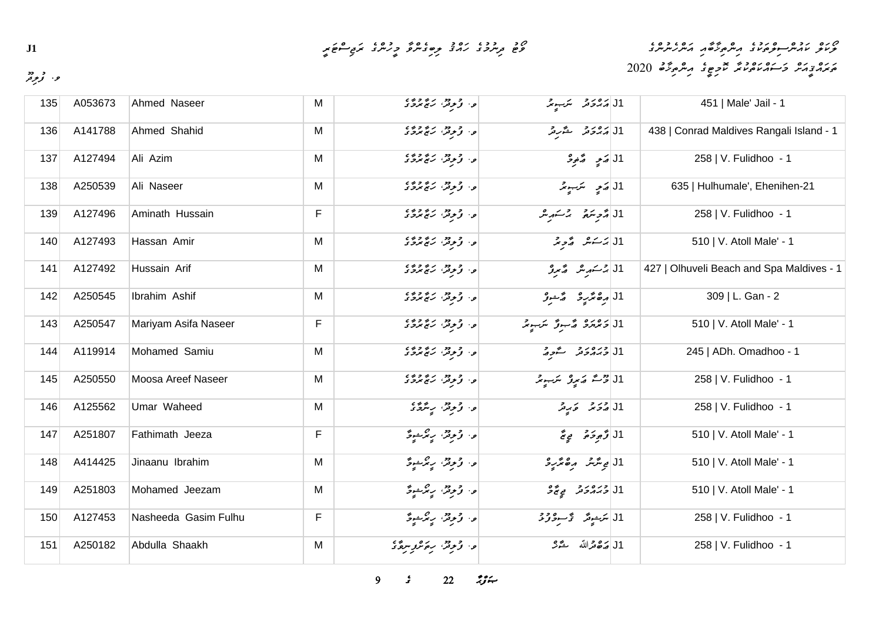| 135 | A053673 | Ahmed Naseer | M | ވ. ފުލިދޫ، ހަޒާރުމާގެ | J1 އަހްމަދު ނަސީރު | 451 \| Male' Jail - 1 |
|---|---|---|---|---|---|---|
| 136 | A141788 | Ahmed Shahid | M | ވ. ފުލިދޫ، ހަޒާރުމާގެ | J1 އަހްމަދު ޝާހިދު | 438 \| Conrad Maldives Rangali Island - 1 |
| 137 | A127494 | Ali Azim | M | ވ. ފުލިދޫ، ހަޒާރުމާގެ | J1 އަލި އާޒިމް | 258 \| V. Fulidhoo - 1 |
| 138 | A250539 | Ali Naseer | M | ވ. ފުލިދޫ، ހަޒާރުމާގެ | J1 އަލި ނަސީރު | 635 \| Hulhumale', Ehenihen-21 |
| 139 | A127496 | Aminath Hussain | F | ވ. ފުލިދޫ، ހަޒާރުމާގެ | J1 އާމިނަތު ހުސައިން | 258 \| V. Fulidhoo - 1 |
| 140 | A127493 | Hassan Amir | M | ވ. ފުލިދޫ، ހަޒާރުމާގެ | J1 ހަސަން އާމިރު | 510 \| V. Atoll Male' - 1 |
| 141 | A127492 | Hussain Arif | M | ވ. ފުލިދޫ، ހަޒާރުމާގެ | J1 ހުސައިން އާރިފު | 427 \| Olhuveli Beach and Spa Maldives - 1 |
| 142 | A250545 | Ibrahim Ashif | M | ވ. ފުލިދޫ، ހަޒާރުމާގެ | J1 އިބްރާހީމް އާޝިފު | 309 \| L. Gan - 2 |
| 143 | A250547 | Mariyam Asifa Naseer | F | ވ. ފުލިދޫ، ހަޒާރުމާގެ | J1 މަރިޔަމް އާސިފާ ނަސީރު | 510 \| V. Atoll Male' - 1 |
| 144 | A119914 | Mohamed Samiu | M | ވ. ފުލިދޫ، ހަޒާރުމާގެ | J1 މުހައްމަދު ސާމިޢު | 245 \| ADh. Omadhoo - 1 |
| 145 | A250550 | Moosa Areef Naseer | M | ވ. ފުލިދޫ، ހަޒާރުމާގެ | J1 މޫސާ އަރީފު ނަސީރު | 258 \| V. Fulidhoo - 1 |
| 146 | A125562 | Umar Waheed | M | ވ. ފުލިދޫ، ހިނގާގެ | J1 އުމަރު ވަޙީދު | 258 \| V. Fulidhoo - 1 |
| 147 | A251807 | Fathimath Jeeza | F | ވ. ފުލިދޫ، ހިރުދުވާ | J1 ފާތިމަތު ޖީޒާ | 510 \| V. Atoll Male' - 1 |
| 148 | A414425 | Jinaanu Ibrahim | M | ވ. ފުލިދޫ، ހިރުދުވާ | J1 ޖިނާނު އިބްރާހީމް | 510 \| V. Atoll Male' - 1 |
| 149 | A251803 | Mohamed Jeezam | M | ވ. ފުލިދޫ، ހިރުދުވާ | J1 މުހައްމަދު ޖީޒާމް | 510 \| V. Atoll Male' - 1 |
| 150 | A127453 | Nasheeda Gasim Fulhu | F | ވ. ފުލިދޫ، ހިރުދުވާ | J1 ނަޝީދާ ގާސިމްފުޅު | 258 \| V. Fulidhoo - 1 |
| 151 | A250182 | Abdulla Shaakh | M | ވ. ފުލިދޫ، ހިތަފުށިނިވާގެ | J1 އަބްދުﷲ ޝާޚް | 258 \| V. Fulidhoo - 1 |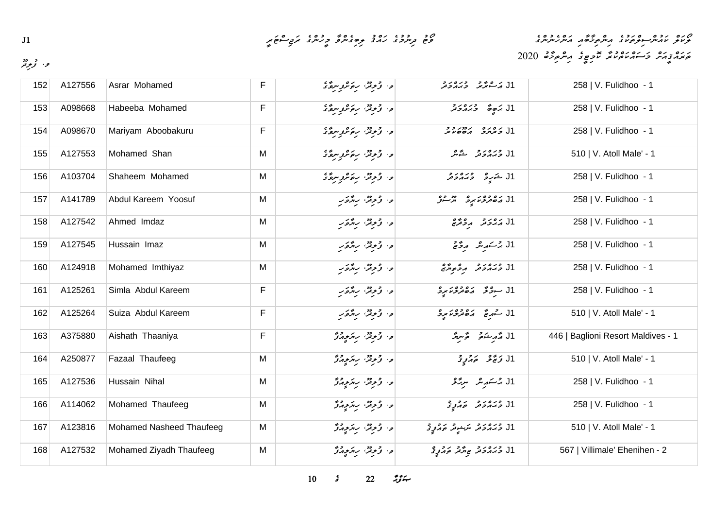| 152 | A127556 | Asrar Mohamed | F | ވ. ފުލިދޫ، ހިތަދޫގެސްޓްހައުސް | J1 | 258 \| V. Fulidhoo - 1 |
|---|---|---|---|---|---|---|
| 153 | A098668 | Habeeba Mohamed | F | ވ. ފުލިދޫ، ހިތަދޫގެސްޓްހައުސް | J1 | 258 \| V. Fulidhoo - 1 |
| 154 | A098670 | Mariyam Aboobakuru | F | ވ. ފުލިދޫ، ހިތަދޫގެސްޓްހައުސް | J1 | 258 \| V. Fulidhoo - 1 |
| 155 | A127553 | Mohamed Shan | M | ވ. ފުލިދޫ، ހިތަދޫގެސްޓްހައުސް | J1 | 510 \| V. Atoll Male' - 1 |
| 156 | A103704 | Shaheem Mohamed | M | ވ. ފުލިދޫ، ހިތަދޫގެސްޓްހައުސް | J1 | 258 \| V. Fulidhoo - 1 |
| 157 | A141789 | Abdul Kareem Yoosuf | M | ވ. ފުލިދޫ، ހިރާފަހި | J1 | 258 \| V. Fulidhoo - 1 |
| 158 | A127542 | Ahmed Imdaz | M | ވ. ފުލިދޫ، ހިރާފަހި | J1 | 258 \| V. Fulidhoo - 1 |
| 159 | A127545 | Hussain Imaz | M | ވ. ފުލިދޫ، ހިރާފަހި | J1 | 258 \| V. Fulidhoo - 1 |
| 160 | A124918 | Mohamed Imthiyaz | M | ވ. ފުލިދޫ، ހިރާފަހި | J1 | 258 \| V. Fulidhoo - 1 |
| 161 | A125261 | Simla Abdul Kareem | F | ވ. ފުލިދޫ، ހިރާފަހި | J1 | 258 \| V. Fulidhoo - 1 |
| 162 | A125264 | Suiza Abdul Kareem | F | ވ. ފުލިދޫ، ހިރާފަހި | J1 | 510 \| V. Atoll Male' - 1 |
| 163 | A375880 | Aishath Thaaniya | F | ވ. ފުލިދޫ، ހިޔަލިއުފާ | J1 | 446 \| Baglioni Resort Maldives - 1 |
| 164 | A250877 | Fazaal Thaufeeg | M | ވ. ފުލިދޫ، ހިޔަލިއުފާ | J1 | 510 \| V. Atoll Male' - 1 |
| 165 | A127536 | Hussain Nihal | M | ވ. ފުލިދޫ، ހިޔަލިއުފާ | J1 | 258 \| V. Fulidhoo - 1 |
| 166 | A114062 | Mohamed Thaufeeg | M | ވ. ފުލިދޫ، ހިޔަލިއުފާ | J1 | 258 \| V. Fulidhoo - 1 |
| 167 | A123816 | Mohamed Nasheed Thaufeeg | M | ވ. ފުލިދޫ، ހިޔަލިއުފާ | J1 | 510 \| V. Atoll Male' - 1 |
| 168 | A127532 | Mohamed Ziyadh Thaufeeg | M | ވ. ފުލިދޫ، ހިޔަލިއުފާ | J1 | 567 \| Villimale' Ehenihen - 2 |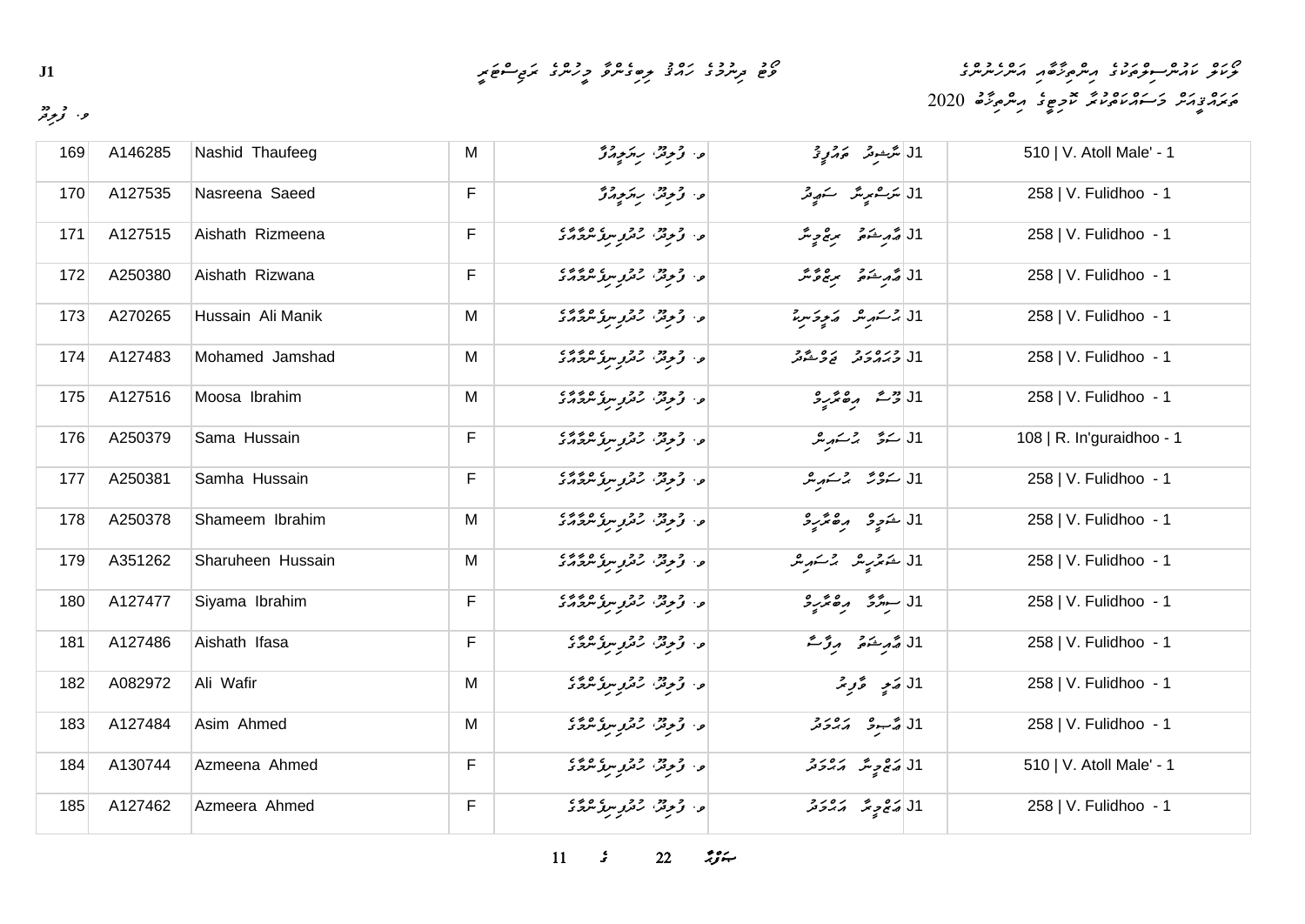| 169 | A146285 | Nashid Thaufeeg | M | ވ. ފުލިދޫ، ހިޔަލީއްޔާ | J1 ނާޝިދު ތައުފީގު | 510 \| V. Atoll Male' - 1 |
|---|---|---|---|---|---|---|
| 170 | A127535 | Nasreena Saeed | F | ވ. ފުލިދޫ، ހިޔަލީއްޔާ | J1 ނަސްރީނާ ސައީދު | 258 \| V. Fulidhoo - 1 |
| 171 | A127515 | Aishath Rizmeena | F | ވ. ފުލިދޫ، ހުދުފިނިފެންމާގެ | J1 އާއިޝަތު ރިޒްމީނާ | 258 \| V. Fulidhoo - 1 |
| 172 | A250380 | Aishath Rizwana | F | ވ. ފުލިދޫ، ހުދުފިނިފެންމާގެ | J1 އާއިޝަތު ރިޒްވާނާ | 258 \| V. Fulidhoo - 1 |
| 173 | A270265 | Hussain Ali Manik | M | ވ. ފުލިދޫ، ހުދުފިނިފެންމާގެ | J1 ހުސައިން އަލިމަނިކު | 258 \| V. Fulidhoo - 1 |
| 174 | A127483 | Mohamed Jamshad | M | ވ. ފުލިދޫ، ހުދުފިނިފެންމާގެ | J1 މުހައްމަދު ޖަމްޝާދު | 258 \| V. Fulidhoo - 1 |
| 175 | A127516 | Moosa Ibrahim | M | ވ. ފުލިދޫ، ހުދުފިނިފެންމާގެ | J1 މޫސާ އިބްރާހީމް | 258 \| V. Fulidhoo - 1 |
| 176 | A250379 | Sama Hussain | F | ވ. ފުލިދޫ، ހުދުފިނިފެންމާގެ | J1 ސަމާ ހުސައިން | 108 \| R. In'guraidhoo - 1 |
| 177 | A250381 | Samha Hussain | F | ވ. ފުލިދޫ، ހުދުފިނިފެންމާގެ | J1 ސަމްހާ ހުސައިން | 258 \| V. Fulidhoo - 1 |
| 178 | A250378 | Shameem Ibrahim | M | ވ. ފުލިދޫ، ހުދުފިނިފެންމާގެ | J1 ޝަމީމް އިބްރާހީމް | 258 \| V. Fulidhoo - 1 |
| 179 | A351262 | Sharuheen Hussain | M | ވ. ފުލިދޫ، ހުދުފިނިފެންމާގެ | J1 ޝަރުހީން ހުސައިން | 258 \| V. Fulidhoo - 1 |
| 180 | A127477 | Siyama Ibrahim | F | ވ. ފުލިދޫ، ހުދުފިނިފެންމާގެ | J1 ސިޔާމާ އިބްރާހީމް | 258 \| V. Fulidhoo - 1 |
| 181 | A127486 | Aishath Ifasa | F | ވ. ފުލިދޫ، ހުދުފިނިފެންމާގެ | J1 އާއިޝަތު އިފާސާ | 258 \| V. Fulidhoo - 1 |
| 182 | A082972 | Ali Wafir | M | ވ. ފުލިދޫ، ހުދުފިނިފެންމާގެ | J1 އަލި ވާފިރު | 258 \| V. Fulidhoo - 1 |
| 183 | A127484 | Asim Ahmed | M | ވ. ފުލިދޫ، ހުދުފިނިފެންމާގެ | J1 އާސިމު އަހުމަދު | 258 \| V. Fulidhoo - 1 |
| 184 | A130744 | Azmeena Ahmed | F | ވ. ފުލިދޫ، ހުދުފިނިފެންމާގެ | J1 އަޒްމީނާ އަހުމަދު | 510 \| V. Atoll Male' - 1 |
| 185 | A127462 | Azmeera Ahmed | F | ވ. ފުލިދޫ، ހުދުފިނިފެންމާގެ | J1 އަޒްމީރާ އަހުމަދު | 258 \| V. Fulidhoo - 1 |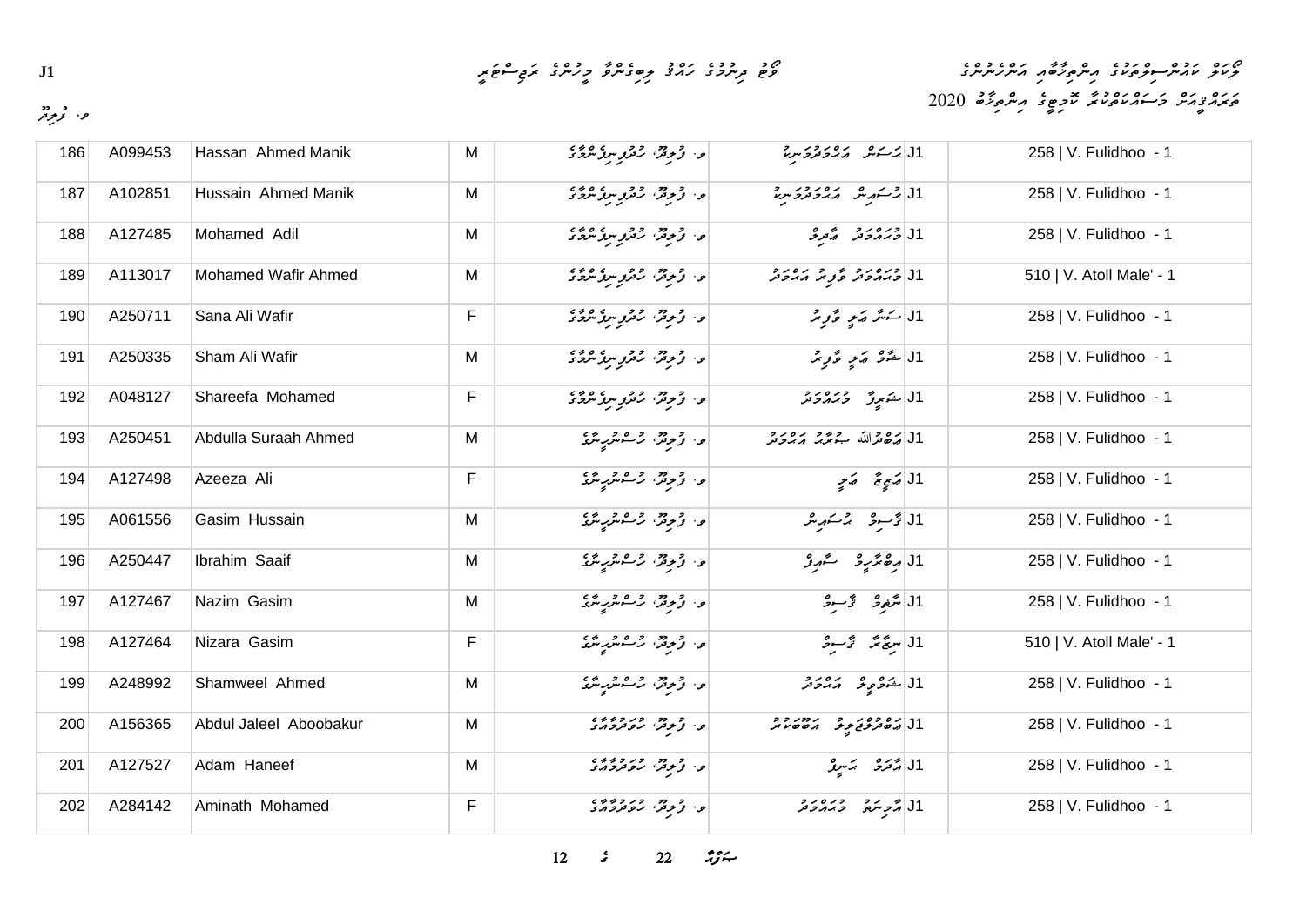| 186 | A099453 | Hassan Ahmed Manik | M | ވ. ފުލިދޫ، ހުދުވިނަފުށާގެ | J1 ހަސަން އަހްމަދުމަނިކު | 258 \| V. Fulidhoo - 1 |
|---|---|---|---|---|---|---|
| 187 | A102851 | Hussain Ahmed Manik | M | ވ. ފުލިދޫ، ހުދުވިނަފުށާގެ | J1 ހުސައިން އަހްމަދުމަނިކު | 258 \| V. Fulidhoo - 1 |
| 188 | A127485 | Mohamed Adil | M | ވ. ފުލިދޫ، ހުދުވިނަފުށާގެ | J1 މުހައްމަދު އާދިލް | 258 \| V. Fulidhoo - 1 |
| 189 | A113017 | Mohamed Wafir Ahmed | M | ވ. ފުލިދޫ، ހުދުވިނަފުށާގެ | J1 މުހައްމަދު ވާފިރު އަހްމަދު | 510 \| V. Atoll Male' - 1 |
| 190 | A250711 | Sana Ali Wafir | F | ވ. ފުލިދޫ، ހުދުވިނަފުށާގެ | J1 ސަނާ އަލި ވާފިރު | 258 \| V. Fulidhoo - 1 |
| 191 | A250335 | Sham Ali Wafir | M | ވ. ފުލިދޫ، ހުދުވިނަފުށާގެ | J1 ޝާމް އަލި ވާފިރު | 258 \| V. Fulidhoo - 1 |
| 192 | A048127 | Shareefa Mohamed | F | ވ. ފުލިދޫ، ހުދުވިނަފުށާގެ | J1 ޝަރީފާ މުހައްމަދު | 258 \| V. Fulidhoo - 1 |
| 193 | A250451 | Abdulla Suraah Ahmed | M | ވ. ފުލިދޫ، ހުސްނުހިޔާ | J1 އަބްދުﷲ ސުރާހް އަހްމަދު | 258 \| V. Fulidhoo - 1 |
| 194 | A127498 | Azeeza Ali | F | ވ. ފުލިދޫ، ހުސްނުހިޔާ | J1 އަޒީޒާ އަލި | 258 \| V. Fulidhoo - 1 |
| 195 | A061556 | Gasim Hussain | M | ވ. ފުލިދޫ، ހުސްނުހިޔާ | J1 ޤާސިމް ހުސައިން | 258 \| V. Fulidhoo - 1 |
| 196 | A250447 | Ibrahim Saaif | M | ވ. ފުލިދޫ، ހުސްނުހިޔާ | J1 އިބްރާހީމް ސާއިފް | 258 \| V. Fulidhoo - 1 |
| 197 | A127467 | Nazim Gasim | M | ވ. ފުލިދޫ، ހުސްނުހިޔާ | J1 ނާޒިމް ޤާސިމް | 258 \| V. Fulidhoo - 1 |
| 198 | A127464 | Nizara Gasim | F | ވ. ފުލިދޫ، ހުސްނުހިޔާ | J1 ނިޒާރާ ޤާސިމް | 510 \| V. Atoll Male' - 1 |
| 199 | A248992 | Shamweel Ahmed | M | ވ. ފުލިދޫ، ހުސްނުހިޔާ | J1 ޝަމްވީލް އަހްމަދު | 258 \| V. Fulidhoo - 1 |
| 200 | A156365 | Abdul Jaleel Aboobakur | M | ވ. ފުލިދޫ، ހުވަދުމާގެ | J1 އަބްދުލްޖަލީލް އަބޫބަކުރު | 258 \| V. Fulidhoo - 1 |
| 201 | A127527 | Adam Haneef | M | ވ. ފުލިދޫ، ހުވަދުމާގެ | J1 އާދަމް ހަނީފް | 258 \| V. Fulidhoo - 1 |
| 202 | A284142 | Aminath Mohamed | F | ވ. ފުލިދޫ، ހުވަދުމާގެ | J1 އާމިނަތު މުހައްމަދު | 258 \| V. Fulidhoo - 1 |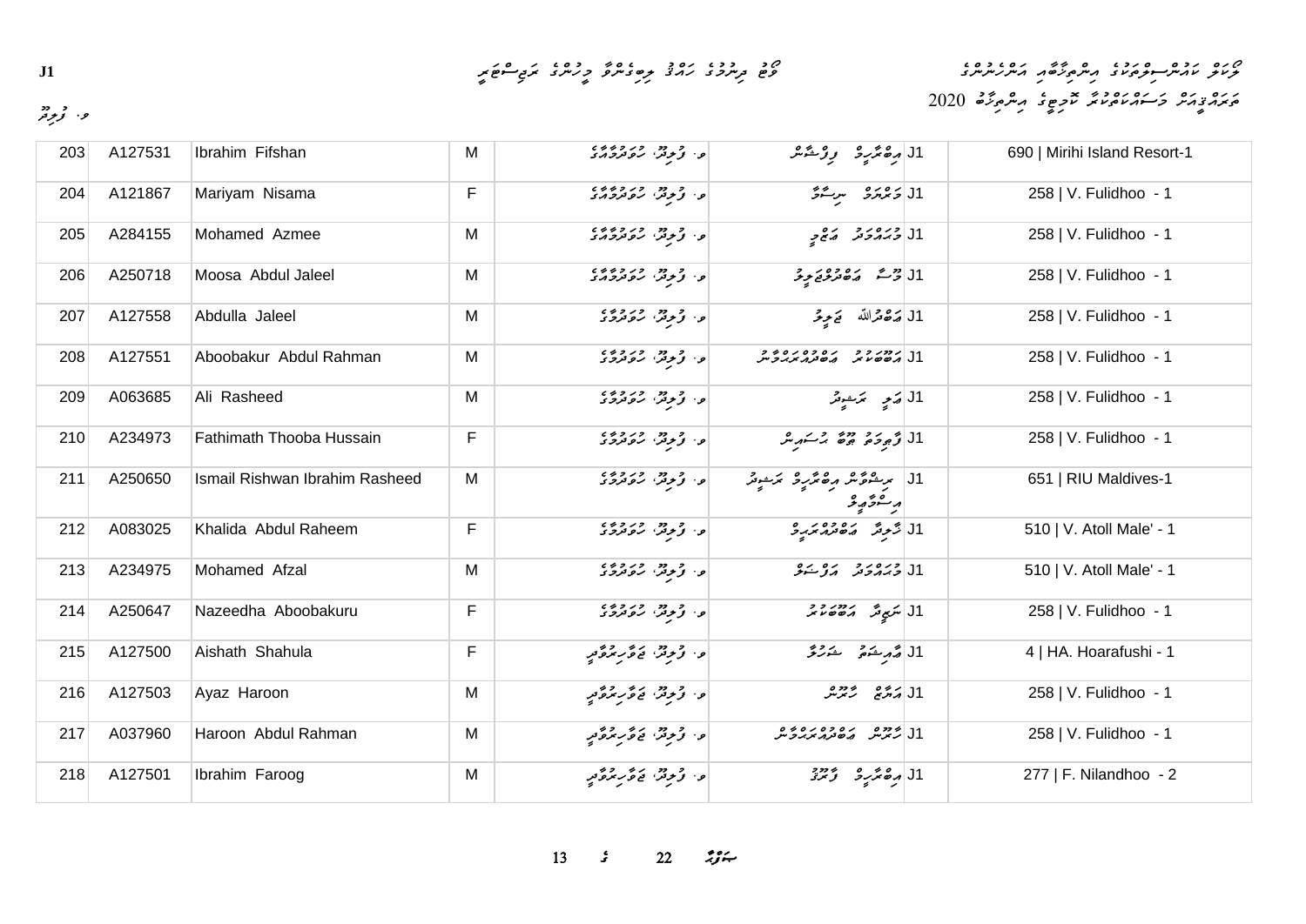| 203 | A127531 | Ibrahim Fifshan | M | و. ފުލިދޫ، ހުވަދުމާގެ | J1 ޢިބްރާހީމް ފިފްޝާން | 690 \| Mirihi Island Resort-1 |
|---|---|---|---|---|---|---|
| 204 | A121867 | Mariyam Nisama | F | و. ފުލިދޫ، ހުވަދުމާގެ | J1 މަރިޔަމް ނިސާމާ | 258 \| V. Fulidhoo - 1 |
| 205 | A284155 | Mohamed Azmee | M | و. ފުލިދޫ، ހުވަދުމާގެ | J1 މުޙައްމަދު އަޒްމީ | 258 \| V. Fulidhoo - 1 |
| 206 | A250718 | Moosa Abdul Jaleel | M | و. ފުލިދޫ، ހުވަދުމާގެ | J1 މޫސާ އަބްދުލްޖަލީލް | 258 \| V. Fulidhoo - 1 |
| 207 | A127558 | Abdulla Jaleel | M | و. ފުލިދޫ، ހުވަދުގެ | J1 އަބްދުﷲ ޖަލީލް | 258 \| V. Fulidhoo - 1 |
| 208 | A127551 | Aboobakur Abdul Rahman | M | و. ފުލިދޫ، ހުވަދުގެ | J1 އަބޫބަކުރު އަބްދުއްރަޙްމާން | 258 \| V. Fulidhoo - 1 |
| 209 | A063685 | Ali Rasheed | M | و. ފުލިދޫ، ހުވަދުގެ | J1 އަލީ ރަޝީދު | 258 \| V. Fulidhoo - 1 |
| 210 | A234973 | Fathimath Thooba Hussain | F | و. ފުލިދޫ، ހުވަދުގެ | J1 ފާތިމަތު ޠޫބާ ޙުސައިން | 258 \| V. Fulidhoo - 1 |
| 211 | A250650 | Ismail Rishwan Ibrahim Rasheed | M | و. ފުލިދޫ، ހުވަދުގެ | J1 ރިޝްވާން އިބްރާހީމް ރަޝީދު އިސްމާޢީލް | 651 \| RIU Maldives-1 |
| 212 | A083025 | Khalida Abdul Raheem | F | و. ފުލިދޫ، ހުވަދުގެ | J1 ޚާލިދާ އަބްދުއްރަޙީމް | 510 \| V. Atoll Male' - 1 |
| 213 | A234975 | Mohamed Afzal | M | و. ފުލިދޫ، ހުވަދުގެ | J1 މުޙައްމަދު އަފްޒަލް | 510 \| V. Atoll Male' - 1 |
| 214 | A250647 | Nazeedha Aboobakuru | F | و. ފުލިދޫ، ހުވަދުގެ | J1 ނަޒީދާ އަބޫބަކުރު | 258 \| V. Fulidhoo - 1 |
| 215 | A127500 | Aishath Shahula | F | و. ފުލިދޫ، ޖަވާހިރުވާދީ | J1 އާއިޝަތު ޝަހުލާ | 4 \| HA. Hoarafushi - 1 |
| 216 | A127503 | Ayaz Haroon | M | و. ފުލިދޫ، ޖަވާހިރުވާދީ | J1 އަޔާޒް ހާރޫން | 258 \| V. Fulidhoo - 1 |
| 217 | A037960 | Haroon Abdul Rahman | M | و. ފުލިދޫ، ޖަވާހިރުވާދީ | J1 ހާރޫން އަބްދުއްރަޙްމާން | 258 \| V. Fulidhoo - 1 |
| 218 | A127501 | Ibrahim Faroog | M | و. ފުލިދޫ، ޖަވާހިރުވާދީ | J1 އިބްރާހީމް ފާރޫގު | 277 \| F. Nilandhoo - 2 |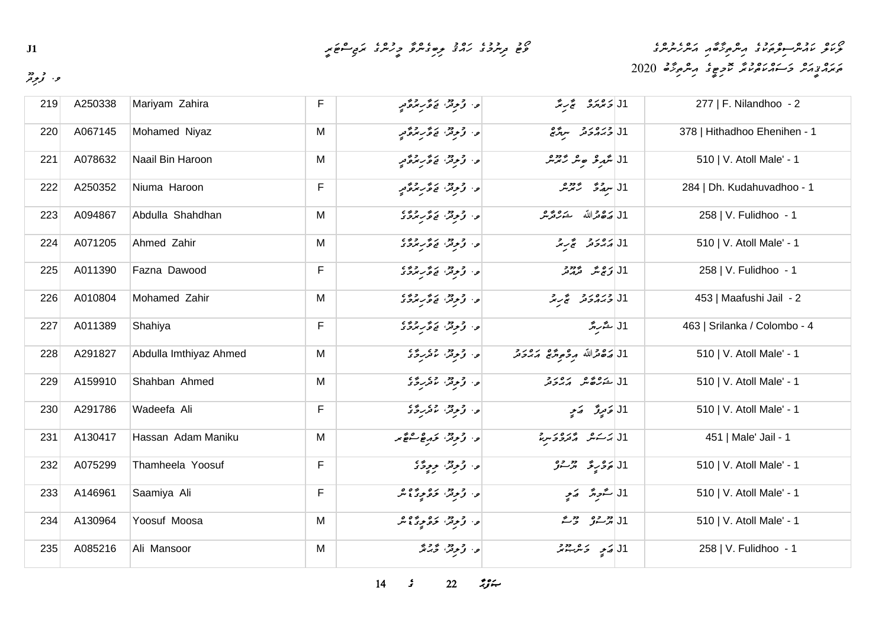| 219 | A250338 | Mariyam Zahira | F | و· ژُوِتْرُ، ئَوَّرِ بِرُوَّرِ | J1 دَ بُرْ بَرُ دُ تَحْ رِ بَرَّ | 277 \| F. Nilandhoo - 2 |
|---|---|---|---|---|---|---|
| 220 | A067145 | Mohamed Niyaz | M | و· ژُوِتْرُ، ئَوَّرِ بِرُوَّرِ | J1 وُبَرُوُدَتْرُ سِرَّجْ | 378 \| Hithadhoo Ehenihen - 1 |
| 221 | A078632 | Naail Bin Haroon | M | و· ژُوِتْرُ، ئَوَّرِ بِرُوَّرِ | J1 سَّرِوْ صِرْ رُّ تَرْرُ | 510 \| V. Atoll Male' - 1 |
| 222 | A250352 | Niuma Haroon | F | و· ژُوِتْرُ، ئَوَّرِ بِرُوَّرِ | J1 سِدَّرَ رُّ تَرْرُ | 284 \| Dh. Kudahuvadhoo - 1 |
| 223 | A094867 | Abdulla Shahdhan | M | و· ژُوِتْرُ، ئَوَّرِ بِرُوَّ ئ | J1 رَصْتَرْاللّه شَوْتَرْسْ | 258 \| V. Fulidhoo - 1 |
| 224 | A071205 | Ahmed Zahir | M | و· ژُوِتْرُ، ئَوَّرِ بِرُوَّ ئ | J1 رَبُرُوَتْرُ تَجْ رِ بُرُ | 510 \| V. Atoll Male' - 1 |
| 225 | A011390 | Fazna Dawood | F | و· ژُوِتْرُ، ئَوَّرِ بِرُوَّ ئ | J1 وَتَحْ سُرَّ تَرُ وُ تَرُ | 258 \| V. Fulidhoo - 1 |
| 226 | A010804 | Mohamed Zahir | M | و· ژُوِتْرُ، ئَوَّرِ بِرُوَّ ئ | J1 وُبَرُوُدَتْرُ تَجْ رِ بُرُ | 453 \| Maafushi Jail - 2 |
| 227 | A011389 | Shahiya | F | و· ژُوِتْرُ، ئَوَّرِ بِرُوَّ ئ | J1 شَّرِ بَرَّ | 463 \| Srilanka / Colombo - 4 |
| 228 | A291827 | Abdulla Imthiyaz Ahmed | M | و· ژُوِتْرُ، مَاتَرُ بِرُوَّ ئ | J1 رَصْتَرْاللّه رِدُّوِ بَرَّجْ رَبُرُوَتْرُ | 510 \| V. Atoll Male' - 1 |
| 229 | A159910 | Shahban Ahmed | M | و· ژُوِتْرُ، مَاتَرُ بِرُوَّ ئ | J1 شَرُصَّسْ رَبُرُوَتْرُ | 510 \| V. Atoll Male' - 1 |
| 230 | A291786 | Wadeefa Ali | F | و· ژُوِتْرُ، مَاتَرُ بِرُوَّ ئ | J1 وَ بِرِرٌ رَبِّ | 510 \| V. Atoll Male' - 1 |
| 231 | A130417 | Hassan Adam Maniku | M | و· ژُوِتْرُ، وَرِ جِ شْتَحْ بَرُ | J1 بَرَسَرُ رَّتَرُوُّ وَسِرِ بُرُ | 451 \| Male' Jail - 1 |
| 232 | A075299 | Thamheela Yoosuf | F | و· ژُوِتْرُ، وِوِرْوُّ ئ | J1 جَوُّ رِوُ تَرُّ سُوُ | 510 \| V. Atoll Male' - 1 |
| 233 | A146961 | Saamiya Ali | F | و· ژُوِتْرُ، وَوُّ وِرُّ وُّ ءُ سْ | J1 سَّوِرَ رَبِّ | 510 \| V. Atoll Male' - 1 |
| 234 | A130964 | Yoosuf Moosa | M | و· ژُوِتْرُ، وَوُّ وِرُّ وُّ ءُ سْ | J1 تَرُ سُوُ وُ سَّ | 510 \| V. Atoll Male' - 1 |
| 235 | A085216 | Ali Mansoor | M | و· ژُوِتْرُ، وُرْتَرُّ | J1 رَبِّ وَسْ سِبِّ بَرُ | 258 \| V. Fulidhoo - 1 |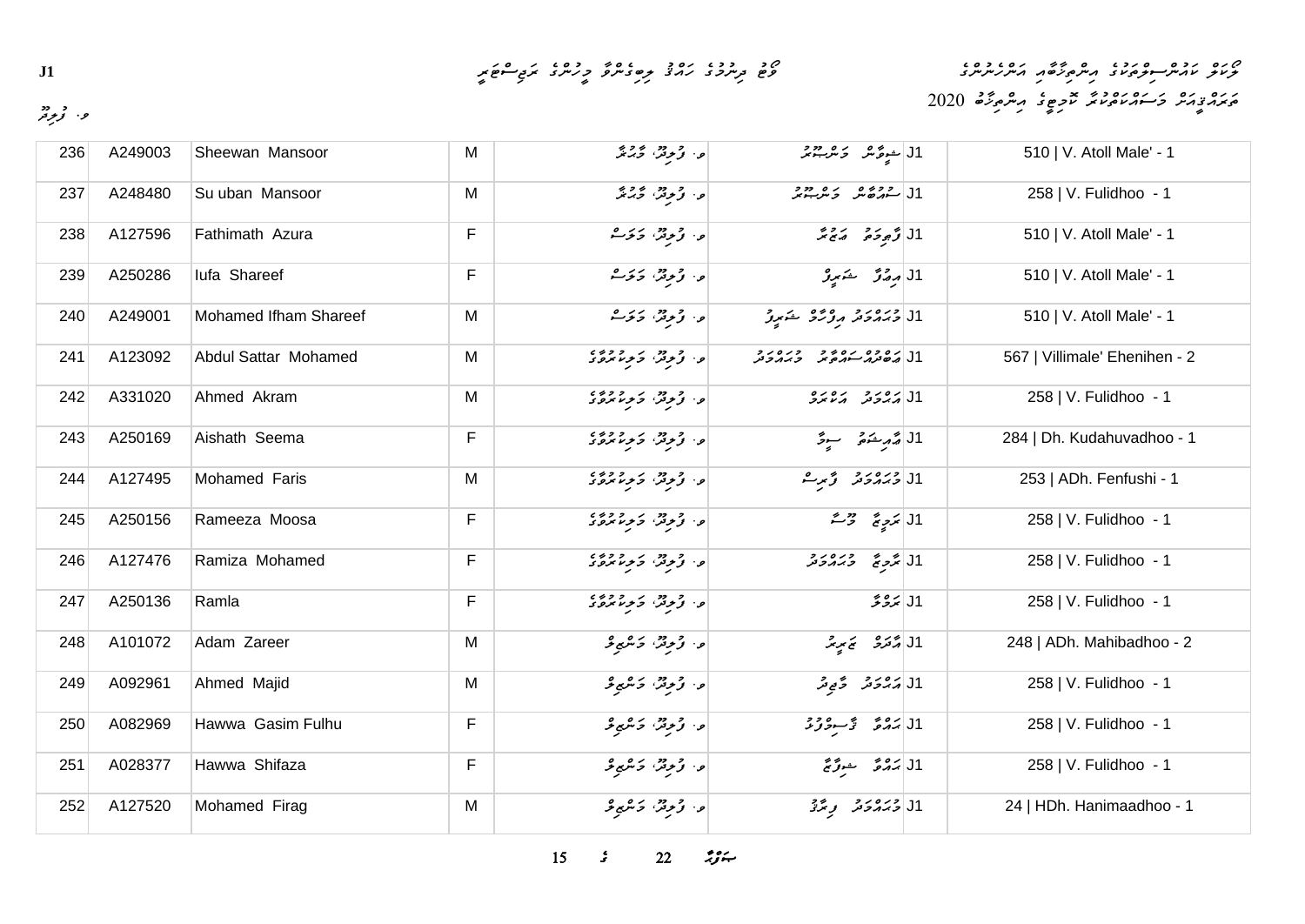| 236 | A249003 | Sheewan Mansoor | M | و· ۇمِرْتْر، ۇنْرَنَرْ | J1 شِوَّسْ وَسْرْسِمِرْ | 510 \| V. Atoll Male' - 1 |
|---|---|---|---|---|---|---|
| 237 | A248480 | Su uban Mansoor | M | و· ۇمِرْتْر، ۇنْرَنَرْ | J1 سُمَرْهَّسْ وَسْرْسِمِرْ | 258 \| V. Fulidhoo - 1 |
| 238 | A127596 | Fathimath Azura | F | و· ۇمِرْتْر، ەَكَرَ | J1 ۇَجِرَمُ مَتْمَرَ | 510 \| V. Atoll Male' - 1 |
| 239 | A250286 | Iufa Shareef | F | و· ۇمِرْتْر، ەَكَرَ | J1 مِرْمُرَ شَمِرِوْ | 510 \| V. Atoll Male' - 1 |
| 240 | A249001 | Mohamed Ifham Shareef | M | و· ۇمِرْتْر، ەَكَرَ | J1 دِرَمْرُدَرْ مِرِوْرَسْ شَمِرِوْ | 510 \| V. Atoll Male' - 1 |
| 241 | A123092 | Abdul Sattar Mohamed | M | و· ۇمِرْتْر، ەَكُرُمَرْوْرَ | J1 مَصُعَرْ سَمْهُمْ دِرَمْرُدَرْ | 567 \| Villimale' Ehenihen - 2 |
| 242 | A331020 | Ahmed Akram | M | و· ۇمِرْتْر، ەَكُرُمَرْوْرَ | J1 مَرْدَرْ مَنْمَرْ | 258 \| V. Fulidhoo - 1 |
| 243 | A250169 | Aishath Seema | F | و· ۇمِرْتْر، ەَكُرُمَرْوْرَ | J1 مَرِشَمُ سِرِّ | 284 \| Dh. Kudahuvadhoo - 1 |
| 244 | A127495 | Mohamed Faris | M | و· ۇمِرْتْر، ەَكُرُمَرْوْرَ | J1 دِرَمْرُدَرْ وَمِرِ | 253 \| ADh. Fenfushi - 1 |
| 245 | A250156 | Rameeza Moosa | F | و· ۇمِرْتْر، ەَكُرُمَرْوْرَ | J1 مَرِجَ دُسَّ | 258 \| V. Fulidhoo - 1 |
| 246 | A127476 | Ramiza Mohamed | F | و· ۇمِرْتْر، ەَكُرُمَرْوْرَ | J1 مَرِجَ دِرَمْرُدَرْ | 258 \| V. Fulidhoo - 1 |
| 247 | A250136 | Ramla | F | و· ۇمِرْتْر، ەَكُرُمَرْوْرَ | J1 مَرْوْرَ | 258 \| V. Fulidhoo - 1 |
| 248 | A101072 | Adam Zareer | M | و· ۇمِرْتْر، ەَسْرِجِوْ | J1 مَرَدْ تَمِرِ | 248 \| ADh. Mahibadhoo - 2 |
| 249 | A092961 | Ahmed Majid | M | و· ۇمِرْتْر، ەَسْرِجِوْ | J1 مَرْدَرْ دَمِرْ | 258 \| V. Fulidhoo - 1 |
| 250 | A082969 | Hawwa Gasim Fulhu | F | و· ۇمِرْتْر، ەَسْرِجِوْ | J1 بَرْمُرَ تَسِوْرُدْ | 258 \| V. Fulidhoo - 1 |
| 251 | A028377 | Hawwa Shifaza | F | و· ۇمِرْتْر، ەَسْرِجِوْ | J1 بَرْمُرَ شِوَّتْ | 258 \| V. Fulidhoo - 1 |
| 252 | A127520 | Mohamed Firag | M | و· ۇمِرْتْر، ەَسْرِجِوْ | J1 دِرَمْرُدَرْ وِمِرْ | 24 \| HDh. Hanimaadhoo - 1 |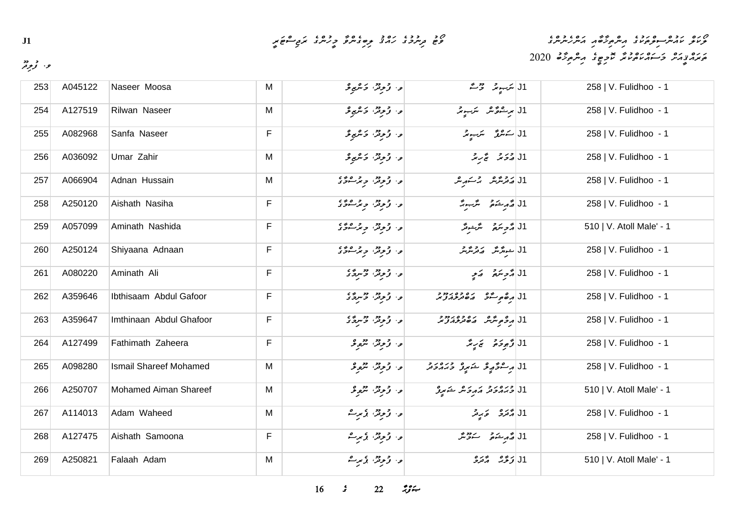| 253 | A045122 | Naseer Moosa | M | ވ. ފުލިދޫ، ވަންޏާވާ | J1 ނަޞީރު މޫސާ | 258 \| V. Fulidhoo - 1 |
|---|---|---|---|---|---|---|
| 254 | A127519 | Rilwan Naseer | M | ވ. ފުލިދޫ، ވަންޏާވާ | J1 ރިލްވާން ނަޞީރު | 258 \| V. Fulidhoo - 1 |
| 255 | A082968 | Sanfa Naseer | F | ވ. ފުލިދޫ، ވަންޏާވާ | J1 ސަންފާ ނަޞީރު | 258 \| V. Fulidhoo - 1 |
| 256 | A036092 | Umar Zahir | M | ވ. ފުލިދޫ، ވަންޏާވާ | J1 އުމަރު ޒާހިރު | 258 \| V. Fulidhoo - 1 |
| 257 | A066904 | Adnan Hussain | M | ވ. ފުލިދޫ، ވިޔަސާގޭ | J1 އަދްނާން ހުސައިން | 258 \| V. Fulidhoo - 1 |
| 258 | A250120 | Aishath Nasiha | F | ވ. ފުލިދޫ، ވިޔަސާގޭ | J1 އާއިޝަތު ނާސިހާ | 258 \| V. Fulidhoo - 1 |
| 259 | A057099 | Aminath Nashida | F | ވ. ފުލިދޫ، ވިޔަސާގޭ | J1 އާމިނަތު ނާޝިދާ | 510 \| V. Atoll Male' - 1 |
| 260 | A250124 | Shiyaana Adnaan | F | ވ. ފުލިދޫ، ވިޔަސާގޭ | J1 ޝިޔާނާ އަދްނާން | 258 \| V. Fulidhoo - 1 |
| 261 | A080220 | Aminath Ali | F | ވ. ފުލިދޫ، ފޫނިމާގެ | J1 އާމިނަތު އަލި | 258 \| V. Fulidhoo - 1 |
| 262 | A359646 | Ibthisaam Abdul Gafoor | F | ވ. ފުލިދޫ، ފޫނިމާގެ | J1 އިބްތިސާމް އަބްދުލްޣަފޫރު | 258 \| V. Fulidhoo - 1 |
| 263 | A359647 | Imthinaan Abdul Ghafoor | F | ވ. ފުލިދޫ، ފޫނިމާގެ | J1 އިމްތިނާން އަބްދުލްޣަފޫރު | 258 \| V. Fulidhoo - 1 |
| 264 | A127499 | Fathimath Zaheera | F | ވ. ފުލިދޫ، ނޫރިވާ | J1 ފާތިމަތު ޒަހީރާ | 258 \| V. Fulidhoo - 1 |
| 265 | A098280 | Ismail Shareef Mohamed | M | ވ. ފުލިދޫ، ނޫރިވާ | J1 އިސްމާއިލް ޝަރީފް މުހައްމަދު | 258 \| V. Fulidhoo - 1 |
| 266 | A250707 | Mohamed Aiman Shareef | M | ވ. ފުލިދޫ، ނޫރިވާ | J1 މުހައްމަދު އައިމަން ޝަރީފް | 510 \| V. Atoll Male' - 1 |
| 267 | A114013 | Adam Waheed | M | ވ. ފުލިދޫ، ޕެރިސް | J1 އާދަމް ވަހީދު | 258 \| V. Fulidhoo - 1 |
| 268 | A127475 | Aishath Samoona | F | ވ. ފުލިދޫ، ޕެރިސް | J1 އާއިޝަތު ސަމޫނާ | 258 \| V. Fulidhoo - 1 |
| 269 | A250821 | Falaah Adam | M | ވ. ފުލިދޫ، ޕެރިސް | J1 ފަލާޙް އާދަމް | 510 \| V. Atoll Male' - 1 |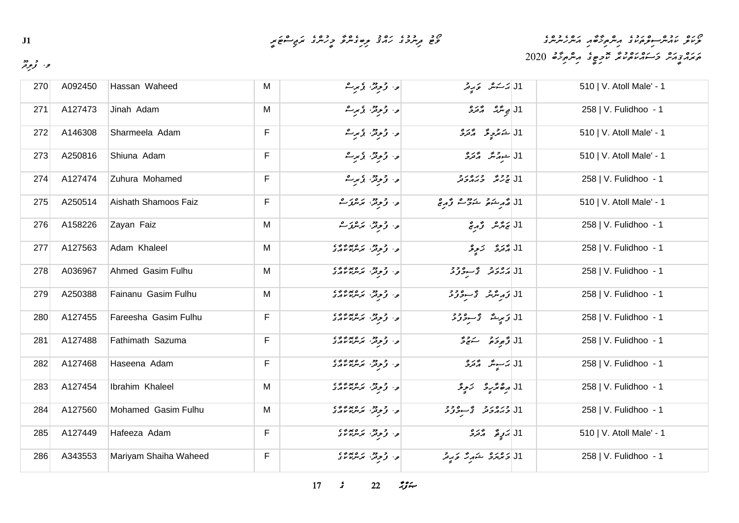| 270 | A092450 | Hassan Waheed | M | ވ. ފުލިދޫ، ޕެރިސް | J1 ހަސަން ވަހީދު | 510 \| V. Atoll Male' - 1 |
|---|---|---|---|---|---|---|
| 271 | A127473 | Jinah Adam | M | ވ. ފުލިދޫ، ޕެރިސް | J1 ޖިނާހް އާދަމް | 258 \| V. Fulidhoo - 1 |
| 272 | A146308 | Sharmeela Adam | F | ވ. ފުލިދޫ، ޕެރިސް | J1 ޝަރުމީލާ އާދަމް | 510 \| V. Atoll Male' - 1 |
| 273 | A250816 | Shiuna Adam | F | ވ. ފުލިދޫ، ޕެރިސް | J1 ޝިއުނާ އާދަމް | 510 \| V. Atoll Male' - 1 |
| 274 | A127474 | Zuhura Mohamed | F | ވ. ފުލިދޫ، ޕެރިސް | J1 ޒުހުރާ މުހައްމަދު | 258 \| V. Fulidhoo - 1 |
| 275 | A250514 | Aishath Shamoos Faiz | F | ވ. ފުލިދޫ، ރަންދަވަސް | J1 އައިށަތު ޝަމޫސް ފާއިޒު | 510 \| V. Atoll Male' - 1 |
| 276 | A158226 | Zayan Faiz | M | ވ. ފުލިދޫ، ރަންދަވަސް | J1 ޒަޔާން ފާއިޒު | 258 \| V. Fulidhoo - 1 |
| 277 | A127563 | Adam Khaleel | M | ވ. ފުލިދޫ، ރަންނަބަނޑޭރި | J1 އާދަމް ޚަލީލު | 258 \| V. Fulidhoo - 1 |
| 278 | A036967 | Ahmed Gasim Fulhu | M | ވ. ފުލިދޫ، ރަންނަބަނޑޭރި | J1 އަޙްމަދު ޤާސިމްފުޅު | 258 \| V. Fulidhoo - 1 |
| 279 | A250388 | Fainanu Gasim Fulhu | M | ވ. ފުލިދޫ، ރަންނަބަނޑޭރި | J1 ފައިނާނު ޤާސިމްފުޅު | 258 \| V. Fulidhoo - 1 |
| 280 | A127455 | Fareesha Gasim Fulhu | F | ވ. ފުލިދޫ، ރަންނަބަނޑޭރި | J1 ފަރީޝާ ޤާސިމްފުޅު | 258 \| V. Fulidhoo - 1 |
| 281 | A127488 | Fathimath Sazuma | F | ވ. ފުލިދޫ، ރަންނަބަނޑޭރި | J1 ފާތިމަތު ސަޒުމާ | 258 \| V. Fulidhoo - 1 |
| 282 | A127468 | Haseena Adam | F | ވ. ފުލިދޫ، ރަންނަބަނޑޭރި | J1 ހަސީނާ އާދަމް | 258 \| V. Fulidhoo - 1 |
| 283 | A127454 | Ibrahim Khaleel | M | ވ. ފުލިދޫ، ރަންނަބަނޑޭރި | J1 އިބްރާހީމް ޚަލީލު | 258 \| V. Fulidhoo - 1 |
| 284 | A127560 | Mohamed Gasim Fulhu | M | ވ. ފުލިދޫ، ރަންނަބަނޑޭރި | J1 މުހައްމަދު ޤާސިމްފުޅު | 258 \| V. Fulidhoo - 1 |
| 285 | A127449 | Hafeeza Adam | F | ވ. ފުލިދޫ، ރަންނަބަނޑޭ | J1 ހަފީޒާ އާދަމް | 510 \| V. Atoll Male' - 1 |
| 286 | A343553 | Mariyam Shaiha Waheed | F | ވ. ފުލިދޫ، ރަންނަބަނޑޭ | J1 މަރިޔަމް ޝައިހާ ވަހީދު | 258 \| V. Fulidhoo - 1 |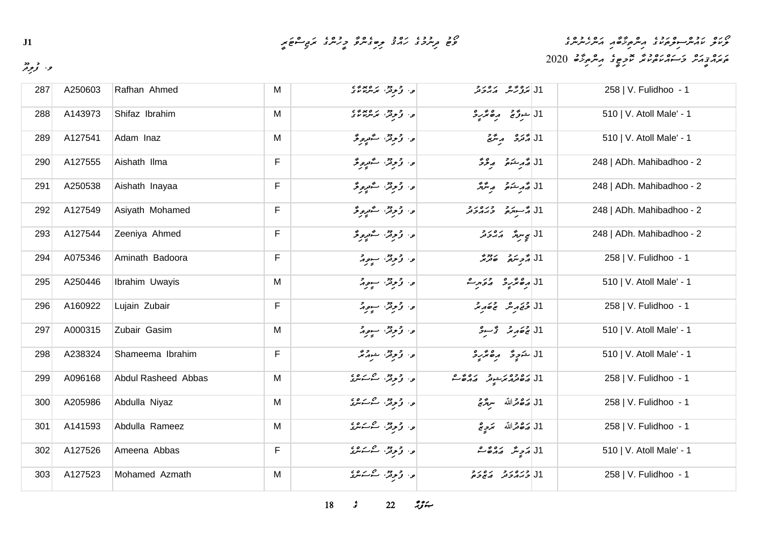| 287 | A250603 | Rafhan Ahmed | M | و· وُمِرْتُرُ، بَرَسْرَبَرْءَ | J1 بَرُوْتَرْسْ بَرْبْرُوْتَرْ | 258 \| V. Fulidhoo - 1 |
|---|---|---|---|---|---|---|
| 288 | A143973 | Shifaz Ibrahim | M | و· وُمِرْتُرُ، بَرَسْرَبَرْءَ | J1 شِوَّجْ رِهْتَرِرْ | 510 \| V. Atoll Male' - 1 |
| 289 | A127541 | Adam Inaz | M | و· وُمِرْتُرُ، سَّمِرِوِگَ | J1 مُرْتَرُوْ مِسْرَجْ | 510 \| V. Atoll Male' - 1 |
| 290 | A127555 | Aishath Ilma | F | و· وُمِرْتُرُ، سَّمِرِوِگَ | J1 مُرْمِرِسْتَوْ مِرْوُرَّ | 248 \| ADh. Mahibadhoo - 2 |
| 291 | A250538 | Aishath Inayaa | F | و· وُمِرْتُرُ، سَّمِرِوِگَ | J1 مُرْمِرِسْتَوْ مِرْسْرَرَّ | 248 \| ADh. Mahibadhoo - 2 |
| 292 | A127549 | Asiyath Mohamed | F | و· وُمِرْتُرُ، سَّمِرِوِگَ | J1 مُرْسِرَرْتَوْ وِرْبَرْرْوْتَرْ | 248 \| ADh. Mahibadhoo - 2 |
| 293 | A127544 | Zeeniya Ahmed | F | و· وُمِرْتُرُ، سَّمِرِوِگَ | J1 بِيسِرِرَّ بَرْبْرُوْتَرْ | 248 \| ADh. Mahibadhoo - 2 |
| 294 | A075346 | Aminath Badoora | F | و· وُمِرْتُرُ، سِوِرُ | J1 مُرْجِرْسَرْوْ ھَتَرْرَّ | 258 \| V. Fulidhoo - 1 |
| 295 | A250446 | Ibrahim Uwayis | M | و· وُمِرْتُرُ، سِوِرُ | J1 رِهْتَرِرْ رُرَّرِسْ | 510 \| V. Atoll Male' - 1 |
| 296 | A160922 | Lujain Zubair | F | و· وُمِرْتُرُ، سِوِرُ | J1 تُرَجَرِسْ جُرْھَرِسْ | 258 \| V. Fulidhoo - 1 |
| 297 | A000315 | Zubair Gasim | M | و· وُمِرْتُرُ، سِوِرُ | J1 جُرْھَرِسْ گَّسِرْ | 510 \| V. Atoll Male' - 1 |
| 298 | A238324 | Shameema Ibrahim | F | و· وُمِرْتُرُ، شِرْرِسْ | J1 شَرْرِوَّ رِهْتَرِرْ | 510 \| V. Atoll Male' - 1 |
| 299 | A096168 | Abdul Rasheed Abbas | M | و· وُمِرْتُرُ، سْسَسْرْءِ | J1 رَهْتَرْرُبَرْسِوِتَرْ رَرْرُھَسْ | 258 \| V. Fulidhoo - 1 |
| 300 | A205986 | Abdulla Niyaz | M | و· وُمِرْتُرُ، سْسَسْرْءِ | J1 رَهْتَرْاللہ سِرْرَّجْ | 258 \| V. Fulidhoo - 1 |
| 301 | A141593 | Abdulla Rameez | M | و· وُمِرْتُرُ، سْسَسْرْءِ | J1 رَهْتَرْاللہ بَرَوِجْ | 258 \| V. Fulidhoo - 1 |
| 302 | A127526 | Ameena Abbas | F | و· وُمِرْتُرُ، سْسَسْرْءِ | J1 رَوِسَّ رَرْرُھَسْ | 510 \| V. Atoll Male' - 1 |
| 303 | A127523 | Mohamed Azmath | M | و· وُمِرْتُرُ، سْسَسْرْءِ | J1 وِرْبَرْرْوْتَرْ رَجْوَوْ | 258 \| V. Fulidhoo - 1 |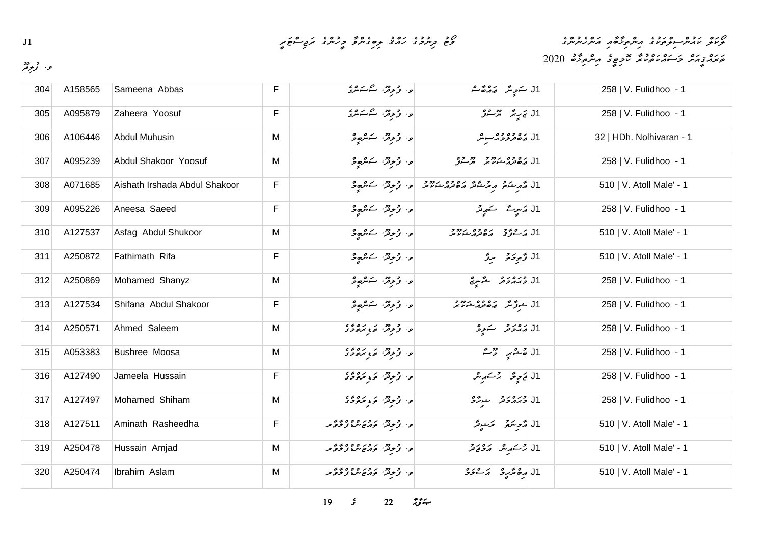| 304 | A158565 | Sameena Abbas | F | ވ. ފުލިދޫ، ސޯސަންރީ | J1 ސަމީނާ އައްބާސް | 258 \| V. Fulidhoo - 1 |
|---|---|---|---|---|---|---|
| 305 | A095879 | Zaheera Yoosuf | F | ވ. ފުލިދޫ، ސޯސަންރީ | J1 ޒަހީރާ ޔޫސުފް | 258 \| V. Fulidhoo - 1 |
| 306 | A106446 | Abdul Muhusin | M | ވ. ފުލިދޫ، ސަންލައިޓް | J1 އަބްދުލްމުޙުސިން | 32 \| HDh. Nolhivaran - 1 |
| 307 | A095239 | Abdul Shakoor Yoosuf | M | ވ. ފުލިދޫ، ސަންލައިޓް | J1 އަބްދުއްޝަކޫރު ޔޫސުފް | 258 \| V. Fulidhoo - 1 |
| 308 | A071685 | Aishath Irshada Abdul Shakoor | F | ވ. ފުލިދޫ، ސަންލައިޓް | J1 އާއިޝަތު އިރުޝާދާ އަބްދުއްޝަކޫރު | 510 \| V. Atoll Male' - 1 |
| 309 | A095226 | Aneesa Saeed | F | ވ. ފުލިދޫ، ސަންލައިޓް | J1 އަނީސާ ސަޢީދު | 258 \| V. Fulidhoo - 1 |
| 310 | A127537 | Asfag Abdul Shukoor | M | ވ. ފުލިދޫ، ސަންލައިޓް | J1 އަސްފާގު އަބްދުއްޝުކޫރު | 510 \| V. Atoll Male' - 1 |
| 311 | A250872 | Fathimath Rifa | F | ވ. ފުލިދޫ، ސަންލައިޓް | J1 ފާތިމަތު ރިފާ | 510 \| V. Atoll Male' - 1 |
| 312 | A250869 | Mohamed Shanyz | M | ވ. ފުލިދޫ، ސަންލައިޓް | J1 މުޙައްމަދު ޝާނީޒް | 258 \| V. Fulidhoo - 1 |
| 313 | A127534 | Shifana Abdul Shakoor | F | ވ. ފުލިދޫ، ސަންލައިޓް | J1 ޝިފާނާ އަބްދުއްޝަކޫރު | 258 \| V. Fulidhoo - 1 |
| 314 | A250571 | Ahmed Saleem | M | ވ. ފުލިދޫ، ތަޖަރުބާގެ | J1 އަޙްމަދު ސަލީމް | 258 \| V. Fulidhoo - 1 |
| 315 | A053383 | Bushree Moosa | M | ވ. ފުލިދޫ، ތަޖަރުބާގެ | J1 ބުޝްރީ މޫސާ | 258 \| V. Fulidhoo - 1 |
| 316 | A127490 | Jameela Hussain | F | ވ. ފުލިދޫ، ތަޖަރުބާގެ | J1 ޖަމީލާ ޙުސައިން | 258 \| V. Fulidhoo - 1 |
| 317 | A127497 | Mohamed Shiham | M | ވ. ފުލިދޫ، ތަޖަރުބާގެ | J1 މުޙައްމަދު ޝިހާމް | 258 \| V. Fulidhoo - 1 |
| 318 | A127511 | Aminath Rasheedha | F | ވ. ފުލިދޫ، ތަރުޖަމާންގެފޯރި | J1 އާމިނަތު ރަޝީދާ | 510 \| V. Atoll Male' - 1 |
| 319 | A250478 | Hussain Amjad | M | ވ. ފުލިދޫ، ތަރުޖަމާންގެފޯރި | J1 ޙުސައިން އަމްޖަދު | 510 \| V. Atoll Male' - 1 |
| 320 | A250474 | Ibrahim Aslam | M | ވ. ފުލިދޫ، ތަރުޖަމާންގެފޯރި | J1 އިބްރާހީމް އަސްލަމް | 510 \| V. Atoll Male' - 1 |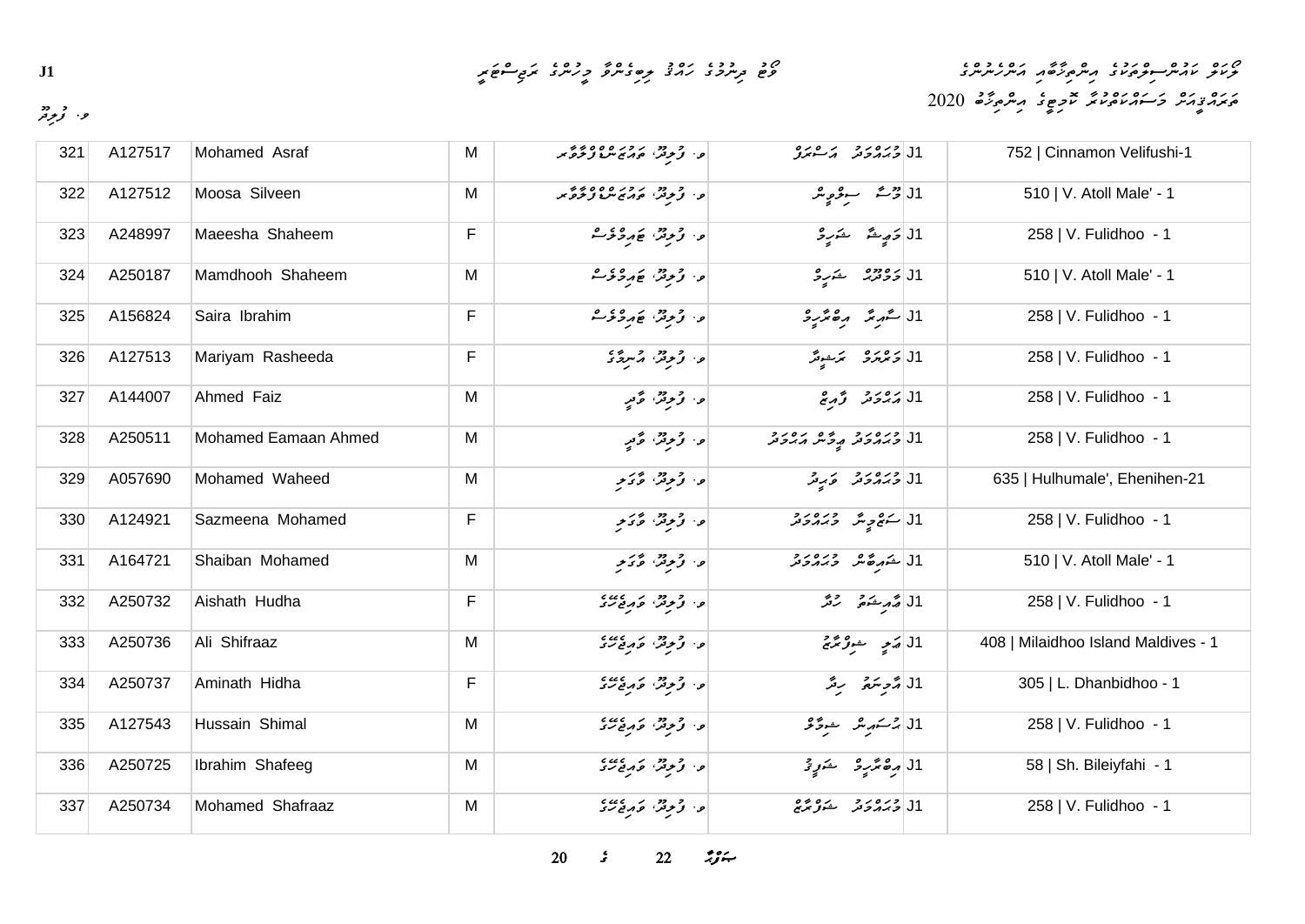| 321 | A127517 | Mohamed Asraf | M | ވ. ފުލިދޫ، ތަޖަނަސްވާފާރަ | J1 މުހައްމަދު އަސްރަފް | 752 \| Cinnamon Velifushi-1 |
|---|---|---|---|---|---|---|
| 322 | A127512 | Moosa Silveen | M | ވ. ފުލިދޫ، ތަޖަނަސްވާފާރަ | J1 މޫސާ ސިލްވީން | 510 \| V. Atoll Male' - 1 |
| 323 | A248997 | Maeesha Shaheem | F | ވ. ފުލިދޫ، ޖައިމްވެސް | J1 މައީޝާ ޝަހީމް | 258 \| V. Fulidhoo - 1 |
| 324 | A250187 | Mamdhooh Shaheem | M | ވ. ފުލިދޫ، ޖައިމްވެސް | J1 މަމްދޫޙް ޝަހީމް | 510 \| V. Atoll Male' - 1 |
| 325 | A156824 | Saira Ibrahim | F | ވ. ފުލިދޫ، ޖައިމްވެސް | J1 ސާއިރާ އިބްރާހީމް | 258 \| V. Fulidhoo - 1 |
| 326 | A127513 | Mariyam Rasheeda | F | ވ. ފުލިދޫ، އުނިމާގެ | J1 މަރިޔަމް ރަޝީދާ | 258 \| V. Fulidhoo - 1 |
| 327 | A144007 | Ahmed Faiz | M | ވ. ފުލިދޫ، ވާދީ | J1 އަހްމަދު ފާއިޒް | 258 \| V. Fulidhoo - 1 |
| 328 | A250511 | Mohamed Eamaan Ahmed | M | ވ. ފުލިދޫ، ވާދީ | J1 މުހައްމަދު އީމާން އަހްމަދު | 258 \| V. Fulidhoo - 1 |
| 329 | A057690 | Mohamed Waheed | M | ވ. ފުލިދޫ، ވާގަލި | J1 މުހައްމަދު ވަހީދު | 635 \| Hulhumale', Ehenihen-21 |
| 330 | A124921 | Sazmeena Mohamed | F | ވ. ފުލިދޫ، ވާގަލި | J1 ސަޒްމީނާ މުހައްމަދު | 258 \| V. Fulidhoo - 1 |
| 331 | A164721 | Shaiban Mohamed | M | ވ. ފުލިދޫ، ވާގަލި | J1 ޝައިބާން މުހައްމަދު | 510 \| V. Atoll Male' - 1 |
| 332 | A250732 | Aishath Hudha | F | ވ. ފުލިދޫ، ވައިޓްރޯޒް | J1 އާއިޝަތު ހުދާ | 258 \| V. Fulidhoo - 1 |
| 333 | A250736 | Ali Shifraaz | M | ވ. ފުލިދޫ، ވައިޓްރޯޒް | J1 އަލީ ޝިފްރާޒް | 408 \| Milaidhoo Island Maldives - 1 |
| 334 | A250737 | Aminath Hidha | F | ވ. ފުލިދޫ، ވައިޓްރޯޒް | J1 އާމިނަތު ހިދާ | 305 \| L. Dhanbidhoo - 1 |
| 335 | A127543 | Hussain Shimal | M | ވ. ފުލިދޫ، ވައިޓްރޯޒް | J1 ހުސައިން ޝިމާލް | 258 \| V. Fulidhoo - 1 |
| 336 | A250725 | Ibrahim Shafeeg | M | ވ. ފުލިދޫ، ވައިޓްރޯޒް | J1 އިބްރާހީމް ޝަފީގު | 58 \| Sh. Bileiyfahi - 1 |
| 337 | A250734 | Mohamed Shafraaz | M | ވ. ފުލިދޫ، ވައިޓްރޯޒް | J1 މުހައްމަދު ޝަފްރާޒް | 258 \| V. Fulidhoo - 1 |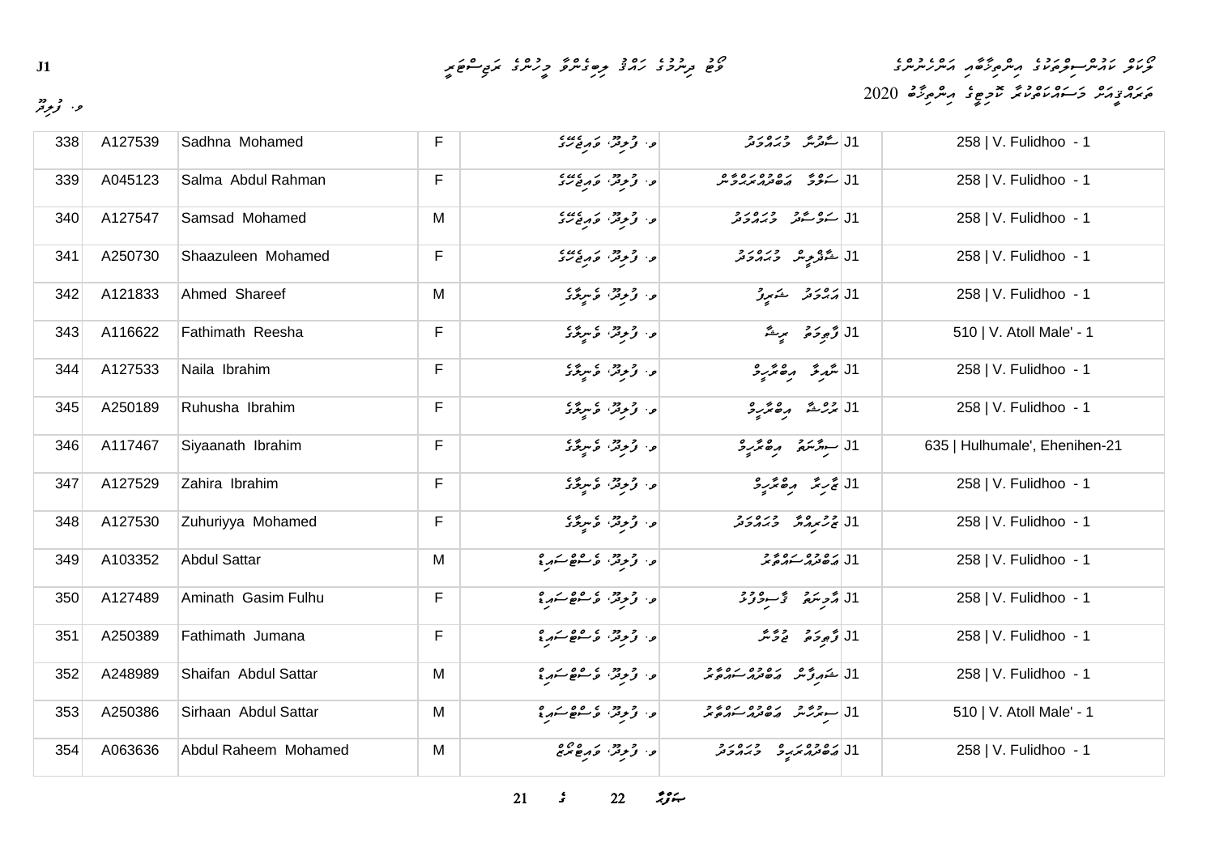| 338 | A127539 | Sadhna Mohamed | F | ވ. ފުލިދޫ، ވައިޓްރޯޒް | J1 ސާދްނާ މުހައްމަދު | 258 \| V. Fulidhoo - 1 |
|---|---|---|---|---|---|---|
| 339 | A045123 | Salma Abdul Rahman | F | ވ. ފުލިދޫ، ވައިޓްރޯޒް | J1 ސަލްމާ އަބްދުއްރަޙްމާން | 258 \| V. Fulidhoo - 1 |
| 340 | A127547 | Samsad Mohamed | M | ވ. ފުލިދޫ، ވައިޓްރޯޒް | J1 ސަމްސާދު މުހައްމަދު | 258 \| V. Fulidhoo - 1 |
| 341 | A250730 | Shaazuleen Mohamed | F | ވ. ފުލިދޫ، ވައިޓްރޯޒް | J1 ޝާޒުލީން މުހައްމަދު | 258 \| V. Fulidhoo - 1 |
| 342 | A121833 | Ahmed Shareef | M | ވ. ފުލިދޫ، ވެނިލާގެ | J1 އަހްމަދު ޝަރީފު | 258 \| V. Fulidhoo - 1 |
| 343 | A116622 | Fathimath Reesha | F | ވ. ފުލިދޫ، ވެނިލާގެ | J1 ފާތިމަތު ރީޝާ | 510 \| V. Atoll Male' - 1 |
| 344 | A127533 | Naila Ibrahim | F | ވ. ފުލިދޫ، ވެނިލާގެ | J1 ނާއިލާ އިބްރާހީމް | 258 \| V. Fulidhoo - 1 |
| 345 | A250189 | Ruhusha Ibrahim | F | ވ. ފުލިދޫ، ވެނިލާގެ | J1 ރުހުޝާ އިބްރާހީމް | 258 \| V. Fulidhoo - 1 |
| 346 | A117467 | Siyaanath Ibrahim | F | ވ. ފުލިދޫ، ވެނިލާގެ | J1 ސިޔާނަތު އިބްރާހީމް | 635 \| Hulhumale', Ehenihen-21 |
| 347 | A127529 | Zahira Ibrahim | F | ވ. ފުލިދޫ، ވެނިލާގެ | J1 ޒާހިރާ އިބްރާހީމް | 258 \| V. Fulidhoo - 1 |
| 348 | A127530 | Zuhuriyya Mohamed | F | ވ. ފުލިދޫ، ވެނިލާގެ | J1 ޒުހުރިއްޔާ މުހައްމަދު | 258 \| V. Fulidhoo - 1 |
| 349 | A103352 | Abdul Sattar | M | ވ. ފުލިދޫ، ވެސްޓްސައިޑް | J1 އަބްދުލްސައްތާރު | 258 \| V. Fulidhoo - 1 |
| 350 | A127489 | Aminath Gasim Fulhu | F | ވ. ފުލިދޫ، ވެސްޓްސައިޑް | J1 އާމިނަތު ގާސިމްފުޅު | 258 \| V. Fulidhoo - 1 |
| 351 | A250389 | Fathimath Jumana | F | ވ. ފުލިދޫ، ވެސްޓްސައިޑް | J1 ފާތިމަތު ޖުމާނާ | 258 \| V. Fulidhoo - 1 |
| 352 | A248989 | Shaifan Abdul Sattar | M | ވ. ފުލިދޫ، ވެސްޓްސައިޑް | J1 ޝައިފާން އަބްދުލްސައްތާރު | 258 \| V. Fulidhoo - 1 |
| 353 | A250386 | Sirhaan Abdul Sattar | M | ވ. ފުލިދޫ، ވެސްޓްސައިޑް | J1 ސިރުހާން އަބްދުލްސައްތާރު | 510 \| V. Atoll Male' - 1 |
| 354 | A063636 | Abdul Raheem Mohamed | M | ވ. ފުލިދޫ، ވައިޓްރޯޒް | J1 އަބްދުއްރަހީމް މުހައްމަދު | 258 \| V. Fulidhoo - 1 |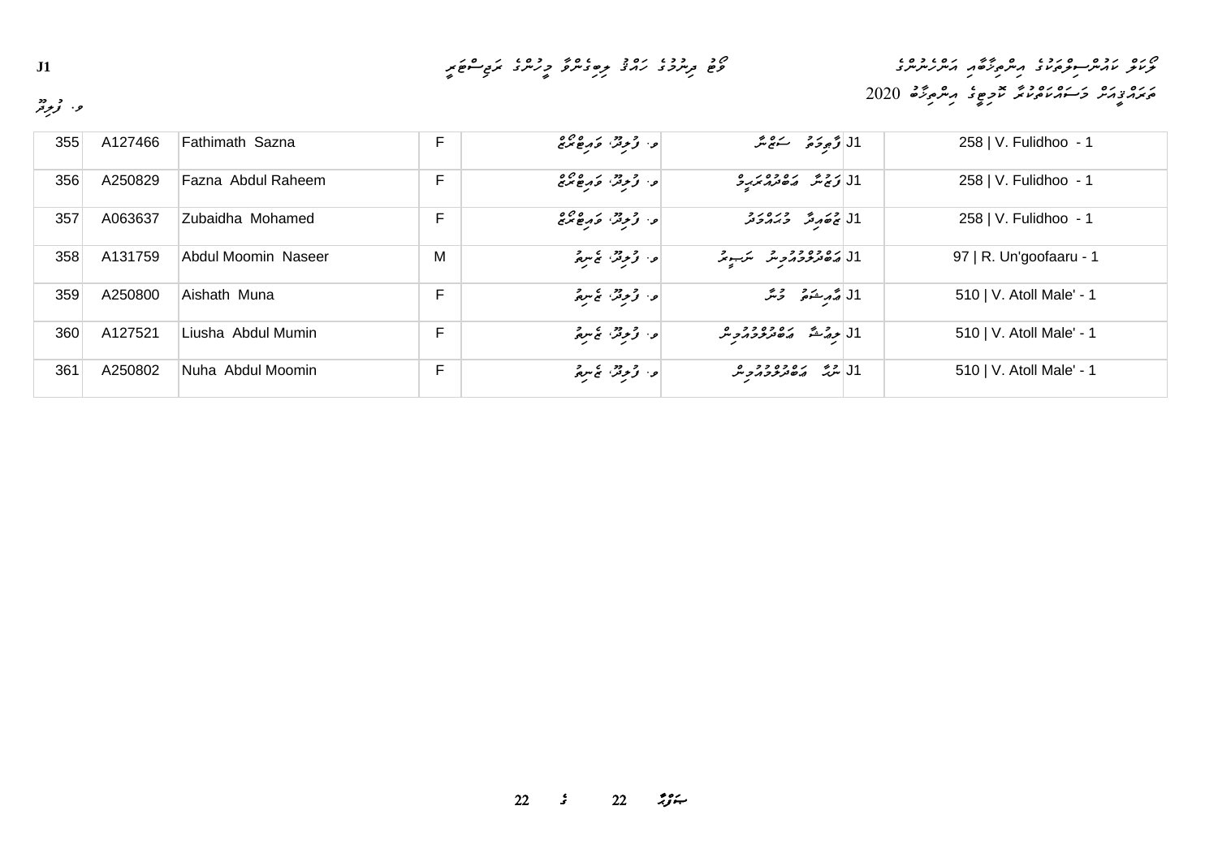ވ. ފުލިދޫ

| | | | | | | | |
|---|---|---|---|---|---|---|---|
| 355 | A127466 | Fathimath Sazna | F | ވ. ފުލިދޫ، ވައިޓްރޯޒް | ފާތިމަތު ސަޒްނާ | J1 | 258 \| V. Fulidhoo - 1 |
| 356 | A250829 | Fazna Abdul Raheem | F | ވ. ފުލިދޫ، ވައިޓްރޯޒް | ފަޒްނާ ޢަބްދުއްރަޙީމް | J1 | 258 \| V. Fulidhoo - 1 |
| 357 | A063637 | Zubaidha Mohamed | F | ވ. ފުލިދޫ، ވައިޓްރޯޒް | ޒުބައިދާ މުޙައްމަދު | J1 | 258 \| V. Fulidhoo - 1 |
| 358 | A131759 | Abdul Moomin Naseer | M | ވ. ފުލިދޫ، ޖެނީވާ | ޢަބްދުލްމުއުމިން ނަސީރު | J1 | 97 \| R. Un'goofaaru - 1 |
| 359 | A250800 | Aishath Muna | F | ވ. ފުލިދޫ، ޖެނީވާ | ޢާއިޝަތު މުނާ | J1 | 510 \| V. Atoll Male' - 1 |
| 360 | A127521 | Liusha Abdul Mumin | F | ވ. ފުލިދޫ، ޖެނީވާ | ލިއުޝާ ޢަބްދުލްމުއުމިން | J1 | 510 \| V. Atoll Male' - 1 |
| 361 | A250802 | Nuha Abdul Moomin | F | ވ. ފުލިދޫ، ޖެނީވާ | ނުހާ ޢަބްދުލްމުއުމިން | J1 | 510 \| V. Atoll Male' - 1 |